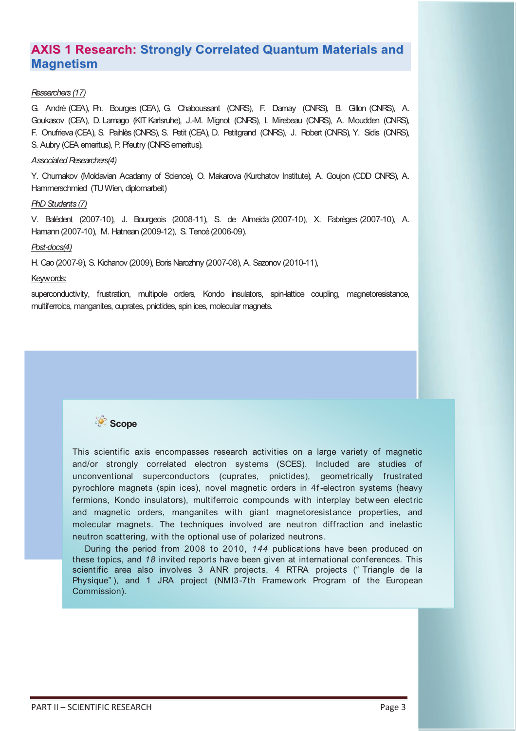# AXIS 1 Research: Strongly Correlated Quantum Materials and Magnetism

*Researchers (17)*

G. André (CEA), Ph. Bourges (CEA), G. Chaboussant (CNRS), F. Damay (CNRS), B. Gillon (CNRS), A. Goukasov (CEA), D. Lamago (KIT Karlsruhe), J.-M. Mignot (CNRS), I. Mirebeau (CNRS), A. Moudden (CNRS), F. Onufrieva (CEA), S. Paihlès (CNRS), S. Petit (CEA), D. Petitgrand (CNRS), J. Robert (CNRS), Y. Sidis (CNRS), S. Aubry (CEA emeritus), P. Pfeutry (CNRS emeritus).

*Associated Researchers(4)*

Y. Chumakov (Moldavian Acadamy of Science), O. Makarova (Kurchatov Institute), A. Goujon (CDD CNRS), A. Hammerschmied (TU Wien, diplomarbeit)

*PhD Students (7)*

V. Balédent (2007-10), J. Bourgeois (2008-11), S. de Almeida (2007-10), X. Fabrèges (2007-10), A. Hamann (2007-10), M. Hatnean (2009-12), S. Tencé (2006-09).

*Post-docs(4)*

H. Cao (2007-9), S. Kichanov (2009), Boris Narozhny (2007-08), A. Sazonov (2010-11),

Keywords:

superconductivity, frustration, multipole orders, Kondo insulators, spin-lattice coupling, magnetoresistance, multiferroics, manganites, cuprates, pnictides, spin ices, molecular magnets.

### Scope

This scientific axis encompasses research activities on a large variety of magnetic and/or strongly correlated electron systems (SCES). Included are studies of unconventional superconductors (cuprates, pnictides), geometrically frustrated pyrochlore magnets (spin ices), novel magnetic orders in 4f-electron systems (heavy fermions, Kondo insulators), multiferroic compounds with interplay between electric and magnetic orders, manganites with giant magnetoresistance properties, and molecular magnets. The techniques involved are neutron diffraction and inelastic neutron scattering, with the optional use of polarized neutrons.

During the period from 2008 to 2010, *144* publications have been produced on these topics, and *18* invited reports have been given at international conferences. This scientific area also involves 3 ANR projects, 4 RTRA projects ("Triangle de la Physique"), and 1 JRA project (NMI3-7th Framework Program of the European Commission).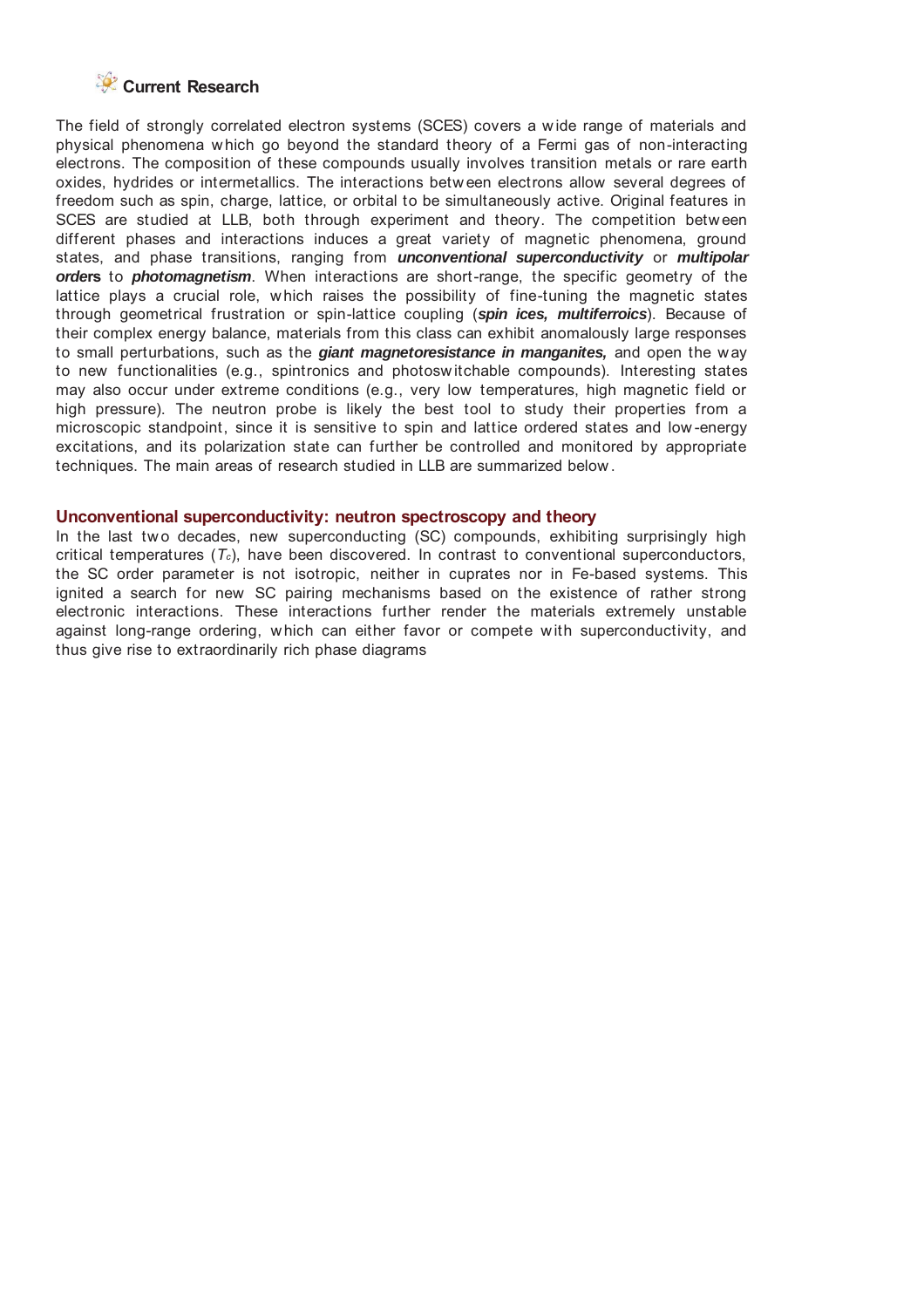## Current Research

The field of strongly correlated electron systems (SCES) covers a wide range of materials and physical phenomena which go beyond the standard theory of a Fermi gas of non-interacting electrons. The composition of these compounds usually involves transition metals or rare earth oxides, hydrides or intermetallics. The interactions between electrons allow several degrees of freedom such as spin, charge, lattice, or orbital to be simultaneously active. Original features in SCES are studied at LLB, both through experiment and theory. The competition between different phases and interactions induces a great variety of magnetic phenomena, ground states, and phase transitions, ranging from ***unconventional superconductivity*** or ***multipolar orders*** to ***photomagnetism***. When interactions are short-range, the specific geometry of the lattice plays a crucial role, which raises the possibility of fine-tuning the magnetic states through geometrical frustration or spin-lattice coupling (***spin ices, multiferroics***). Because of their complex energy balance, materials from this class can exhibit anomalously large responses to small perturbations, such as the ***giant magnetoresistance in manganites,*** and open the way to new functionalities (e.g., spintronics and photoswitchable compounds). Interesting states may also occur under extreme conditions (e.g., very low temperatures, high magnetic field or high pressure). The neutron probe is likely the best tool to study their properties from a microscopic standpoint, since it is sensitive to spin and lattice ordered states and low-energy excitations, and its polarization state can further be controlled and monitored by appropriate techniques. The main areas of research studied in LLB are summarized below.

### Unconventional superconductivity: neutron spectroscopy and theory

In the last two decades, new superconducting (SC) compounds, exhibiting surprisingly high critical temperatures ($T_c$), have been discovered. In contrast to conventional superconductors, the SC order parameter is not isotropic, neither in cuprates nor in Fe-based systems. This ignited a search for new SC pairing mechanisms based on the existence of rather strong electronic interactions. These interactions further render the materials extremely unstable against long-range ordering, which can either favor or compete with superconductivity, and thus give rise to extraordinarily rich phase diagrams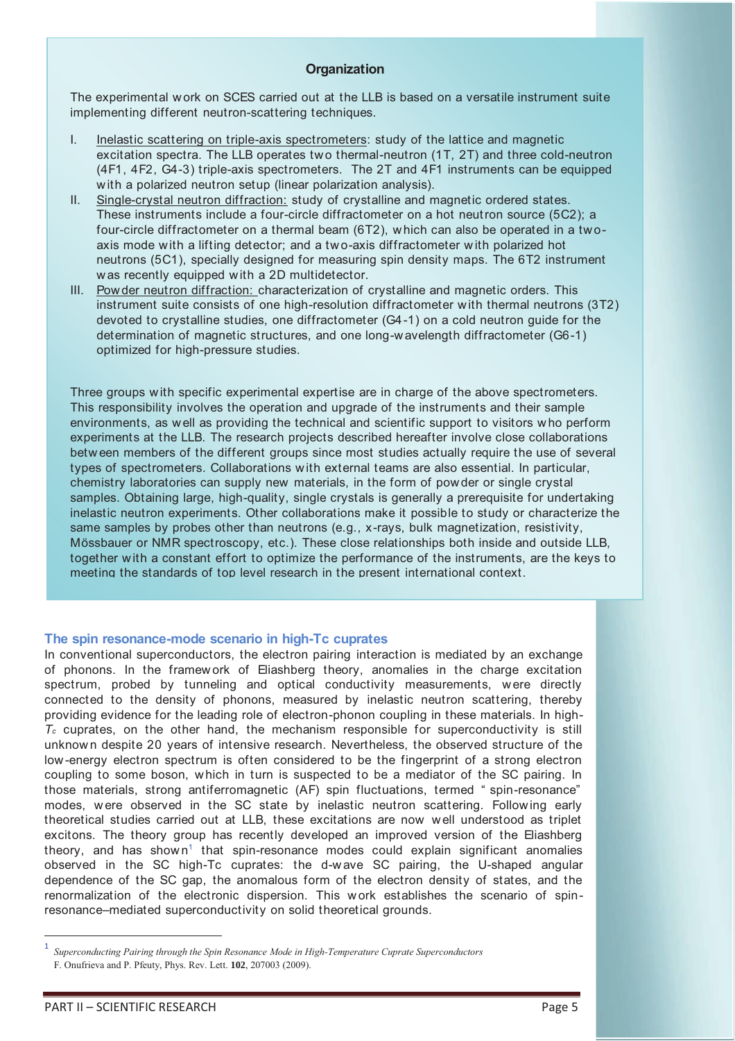## Organization

The experimental work on SCES carried out at the LLB is based on a versatile instrument suite implementing different neutron-scattering techniques.

I. Inelastic scattering on triple-axis spectrometers: study of the lattice and magnetic excitation spectra. The LLB operates two thermal-neutron (1T, 2T) and three cold-neutron (4F1, 4F2, G4-3) triple-axis spectrometers. The 2T and 4F1 instruments can be equipped with a polarized neutron setup (linear polarization analysis).
II. Single-crystal neutron diffraction: study of crystalline and magnetic ordered states. These instruments include a four-circle diffractometer on a hot neutron source (5C2); a four-circle diffractometer on a thermal beam (6T2), which can also be operated in a two-axis mode with a lifting detector; and a two-axis diffractometer with polarized hot neutrons (5C1), specially designed for measuring spin density maps. The 6T2 instrument was recently equipped with a 2D multidetector.
III. Powder neutron diffraction: characterization of crystalline and magnetic orders. This instrument suite consists of one high-resolution diffractometer with thermal neutrons (3T2) devoted to crystalline studies, one diffractometer (G4-1) on a cold neutron guide for the determination of magnetic structures, and one long-wavelength diffractometer (G6-1) optimized for high-pressure studies.

Three groups with specific experimental expertise are in charge of the above spectrometers. This responsibility involves the operation and upgrade of the instruments and their sample environments, as well as providing the technical and scientific support to visitors who perform experiments at the LLB. The research projects described hereafter involve close collaborations between members of the different groups since most studies actually require the use of several types of spectrometers. Collaborations with external teams are also essential. In particular, chemistry laboratories can supply new materials, in the form of powder or single crystal samples. Obtaining large, high-quality, single crystals is generally a prerequisite for undertaking inelastic neutron experiments. Other collaborations make it possible to study or characterize the same samples by probes other than neutrons (e.g., x-rays, bulk magnetization, resistivity, Mössbauer or NMR spectroscopy, etc.). These close relationships both inside and outside LLB, together with a constant effort to optimize the performance of the instruments, are the keys to meeting the standards of top level research in the present international context.

### The spin resonance-mode scenario in high-Tc cuprates

In conventional superconductors, the electron pairing interaction is mediated by an exchange of phonons. In the framework of Eliashberg theory, anomalies in the charge excitation spectrum, probed by tunneling and optical conductivity measurements, were directly connected to the density of phonons, measured by inelastic neutron scattering, thereby providing evidence for the leading role of electron-phonon coupling in these materials. In high-$T_c$ cuprates, on the other hand, the mechanism responsible for superconductivity is still unknown despite 20 years of intensive research. Nevertheless, the observed structure of the low-energy electron spectrum is often considered to be the fingerprint of a strong electron coupling to some boson, which in turn is suspected to be a mediator of the SC pairing. In those materials, strong antiferromagnetic (AF) spin fluctuations, termed "spin-resonance" modes, were observed in the SC state by inelastic neutron scattering. Following early theoretical studies carried out at LLB, these excitations are now well understood as triplet excitons. The theory group has recently developed an improved version of the Eliashberg theory, and has shown[1] that spin-resonance modes could explain significant anomalies observed in the SC high-Tc cuprates: the d-wave SC pairing, the U-shaped angular dependence of the SC gap, the anomalous form of the electron density of states, and the renormalization of the electronic dispersion. This work establishes the scenario of spin-resonance–mediated superconductivity on solid theoretical grounds.

[1] *Superconducting Pairing through the Spin Resonance Mode in High-Temperature Cuprate Superconductors* F. Onufrieva and P. Pfeuty, Phys. Rev. Lett. **102**, 207003 (2009).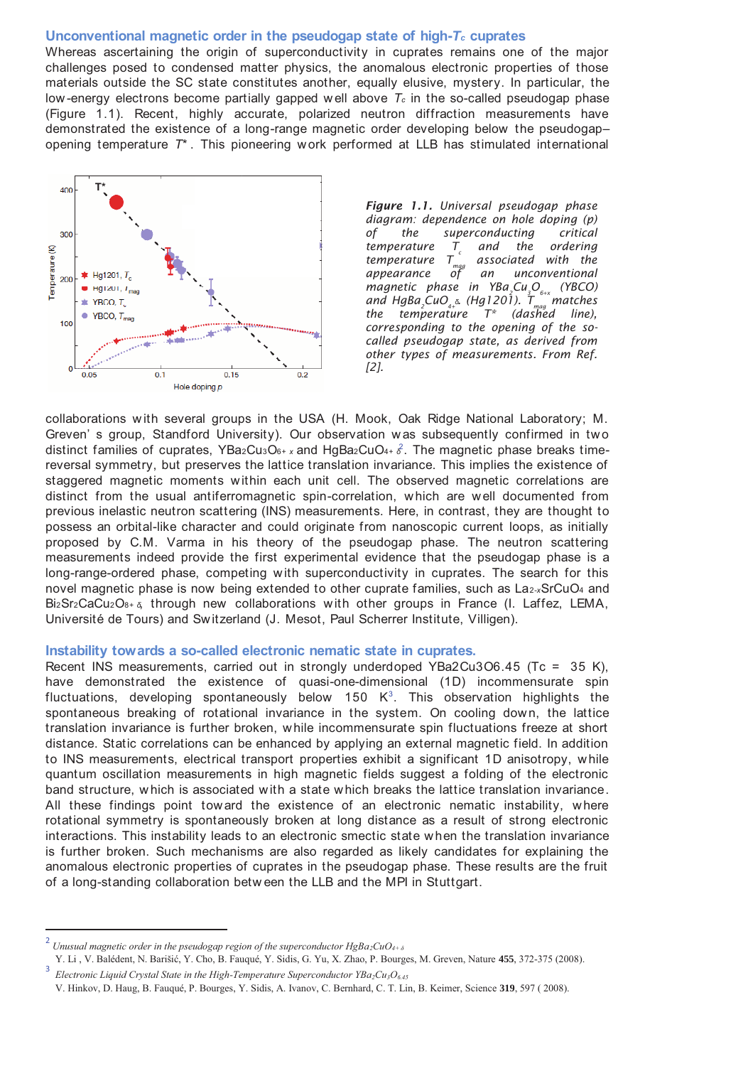### Unconventional magnetic order in the pseudogap state of high-$T_c$ cuprates

Whereas ascertaining the origin of superconductivity in cuprates remains one of the major challenges posed to condensed matter physics, the anomalous electronic properties of those materials outside the SC state constitutes another, equally elusive, mystery. In particular, the low-energy electrons become partially gapped well above $T_c$ in the so-called pseudogap phase (Figure 1.1). Recent, highly accurate, polarized neutron diffraction measurements have demonstrated the existence of a long-range magnetic order developing below the pseudogap–opening temperature $T^*$. This pioneering work performed at LLB has stimulated international collaborations with several groups in the USA (H. Mook, Oak Ridge National Laboratory; M. Greven's group, Standford University). Our observation was subsequently confirmed in two distinct families of cuprates, $YBa_2Cu_3O_{6+x}$ and $HgBa_2CuO_{4+\delta}$[2]. The magnetic phase breaks time-reversal symmetry, but preserves the lattice translation invariance. This implies the existence of staggered magnetic moments within each unit cell. The observed magnetic correlations are distinct from the usual antiferromagnetic spin-correlation, which are well documented from previous inelastic neutron scattering (INS) measurements. Here, in contrast, they are thought to possess an orbital-like character and could originate from nanoscopic current loops, as initially proposed by C.M. Varma in his theory of the pseudogap phase. The neutron scattering measurements indeed provide the first experimental evidence that the pseudogap phase is a long-range-ordered phase, competing with superconductivity in cuprates. The search for this novel magnetic phase is now being extended to other cuprate families, such as $La_{2-x}SrCuO_4$ and $Bi_2Sr_2CaCu_2O_{8+\delta}$, through new collaborations with other groups in France (I. Laffez, LEMA, Université de Tours) and Switzerland (J. Mesot, Paul Scherrer Institute, Villigen).

*Figure 1.1. Universal pseudogap phase diagram: dependence on hole doping (p) of the superconducting critical temperature $T_c$ and the ordering temperature $T_{mag}$ associated with the appearance of an unconventional magnetic phase in $YBa_2Cu_3O_{6+x}$ (YBCO) and $HgBa_2CuO_{4+\delta}$ (Hg1201). $T_{mag}$ matches the temperature $T^*$ (dashed line), corresponding to the opening of the so-called pseudogap state, as derived from other types of measurements. From Ref. [2].*

### Instability towards a so-called electronic nematic state in cuprates.

Recent INS measurements, carried out in strongly underdoped YBa2Cu3O6.45 (Tc = 35 K), have demonstrated the existence of quasi-one-dimensional (1D) incommensurate spin fluctuations, developing spontaneously below 150 K[3]. This observation highlights the spontaneous breaking of rotational invariance in the system. On cooling down, the lattice translation invariance is further broken, while incommensurate spin fluctuations freeze at short distance. Static correlations can be enhanced by applying an external magnetic field. In addition to INS measurements, electrical transport properties exhibit a significant 1D anisotropy, while quantum oscillation measurements in high magnetic fields suggest a folding of the electronic band structure, which is associated with a state which breaks the lattice translation invariance. All these findings point toward the existence of an electronic nematic instability, where rotational symmetry is spontaneously broken at long distance as a result of strong electronic interactions. This instability leads to an electronic smectic state when the translation invariance is further broken. Such mechanisms are also regarded as likely candidates for explaining the anomalous electronic properties of cuprates in the pseudogap phase. These results are the fruit of a long-standing collaboration between the LLB and the MPI in Stuttgart.

---

[2] *Unusual magnetic order in the pseudogap region of the superconductor $HgBa_2CuO_{4+\delta}$*
Y. Li , V. Balédent, N. Barišić, Y. Cho, B. Fauqué, Y. Sidis, G. Yu, X. Zhao, P. Bourges, M. Greven, Nature **455**, 372-375 (2008).

[3] *Electronic Liquid Crystal State in the High-Temperature Superconductor $YBa_2Cu_3O_{6.45}$*
V. Hinkov, D. Haug, B. Fauqué, P. Bourges, Y. Sidis, A. Ivanov, C. Bernhard, C. T. Lin, B. Keimer, Science **319**, 597 ( 2008).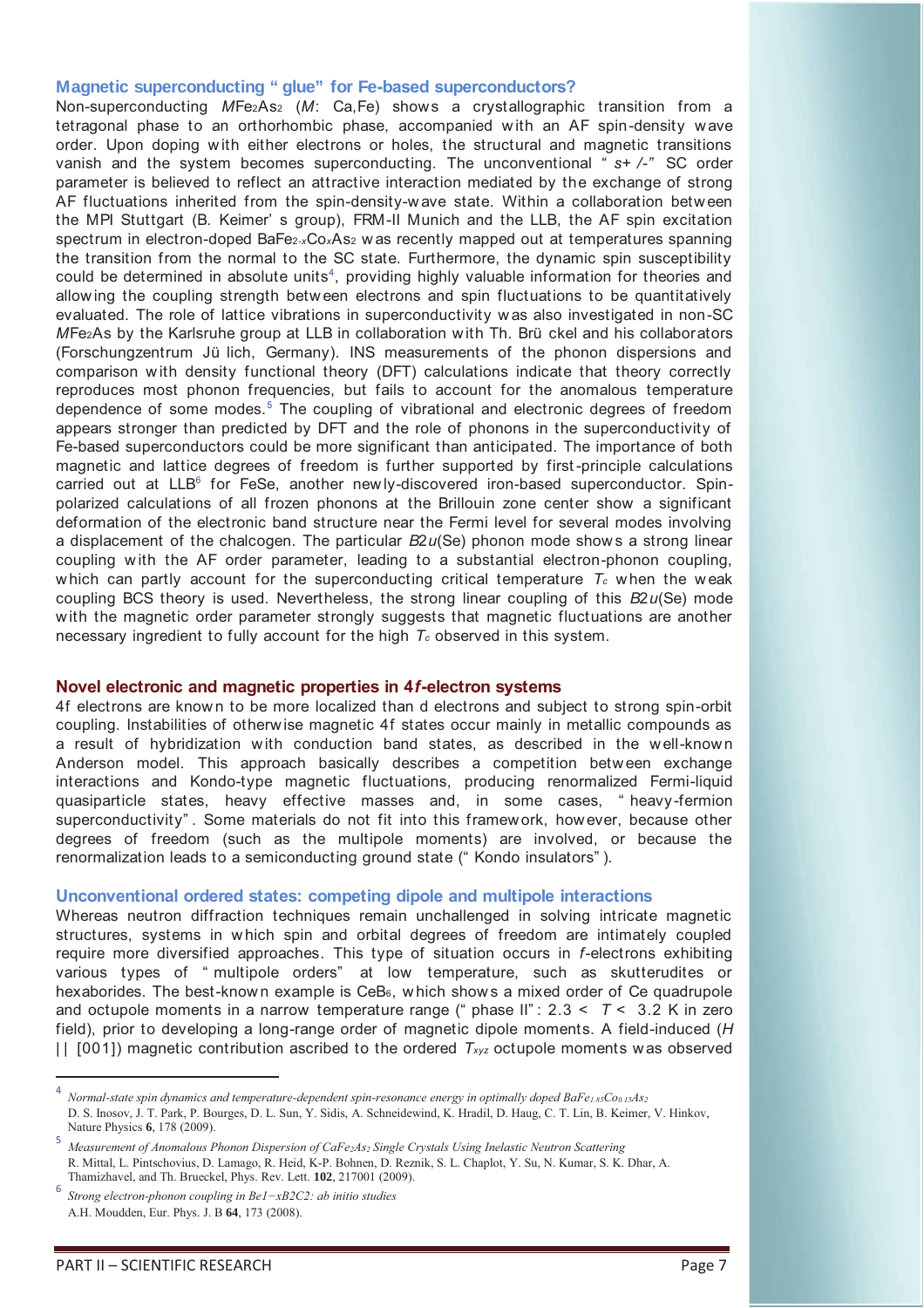## Magnetic superconducting " glue" for Fe-based superconductors?

Non-superconducting $MFe_2As_2$ ($M$: Ca,Fe) shows a crystallographic transition from a tetragonal phase to an orthorhombic phase, accompanied with an AF spin-density wave order. Upon doping with either electrons or holes, the structural and magnetic transitions vanish and the system becomes superconducting. The unconventional " s+ /-" SC order parameter is believed to reflect an attractive interaction mediated by the exchange of strong AF fluctuations inherited from the spin-density-wave state. Within a collaboration between the MPI Stuttgart (B. Keimer' s group), FRM-II Munich and the LLB, the AF spin excitation spectrum in electron-doped $BaFe_{2-x}Co_xAs_2$ was recently mapped out at temperatures spanning the transition from the normal to the SC state. Furthermore, the dynamic spin susceptibility could be determined in absolute units[4], providing highly valuable information for theories and allowing the coupling strength between electrons and spin fluctuations to be quantitatively evaluated. The role of lattice vibrations in superconductivity was also investigated in non-SC $MFe_2As$ by the Karlsruhe group at LLB in collaboration with Th. Brü ckel and his collaborators (Forschungzentrum Jü lich, Germany). INS measurements of the phonon dispersions and comparison with density functional theory (DFT) calculations indicate that theory correctly reproduces most phonon frequencies, but fails to account for the anomalous temperature dependence of some modes.[5] The coupling of vibrational and electronic degrees of freedom appears stronger than predicted by DFT and the role of phonons in the superconductivity of Fe-based superconductors could be more significant than anticipated. The importance of both magnetic and lattice degrees of freedom is further supported by first-principle calculations carried out at LLB[6] for FeSe, another newly-discovered iron-based superconductor. Spin-polarized calculations of all frozen phonons at the Brillouin zone center show a significant deformation of the electronic band structure near the Fermi level for several modes involving a displacement of the chalcogen. The particular $B2u$(Se) phonon mode shows a strong linear coupling with the AF order parameter, leading to a substantial electron-phonon coupling, which can partly account for the superconducting critical temperature $T_c$ when the weak coupling BCS theory is used. Nevertheless, the strong linear coupling of this $B2u$(Se) mode with the magnetic order parameter strongly suggests that magnetic fluctuations are another necessary ingredient to fully account for the high $T_c$ observed in this system.

## Novel electronic and magnetic properties in 4*f*-electron systems

4f electrons are known to be more localized than d electrons and subject to strong spin-orbit coupling. Instabilities of otherwise magnetic 4f states occur mainly in metallic compounds as a result of hybridization with conduction band states, as described in the well-known Anderson model. This approach basically describes a competition between exchange interactions and Kondo-type magnetic fluctuations, producing renormalized Fermi-liquid quasiparticle states, heavy effective masses and, in some cases, " heavy-fermion superconductivity" . Some materials do not fit into this framework, however, because other degrees of freedom (such as the multipole moments) are involved, or because the renormalization leads to a semiconducting ground state (" Kondo insulators" ).

## Unconventional ordered states: competing dipole and multipole interactions

Whereas neutron diffraction techniques remain unchallenged in solving intricate magnetic structures, systems in which spin and orbital degrees of freedom are intimately coupled require more diversified approaches. This type of situation occurs in *f*-electrons exhibiting various types of " multipole orders" at low temperature, such as skutterudites or hexaborides. The best-known example is $CeB_6$, which shows a mixed order of Ce quadrupole and octupole moments in a narrow temperature range (" phase II" : $2.3 < T < 3.2$ K in zero field), prior to developing a long-range order of magnetic dipole moments. A field-induced ($H$ || [001]) magnetic contribution ascribed to the ordered $T_{xyz}$ octupole moments was observed

---

[4] *Normal-state spin dynamics and temperature-dependent spin-resonance energy in optimally doped $BaFe_{1.85}Co_{0.15}As_2$*
D. S. Inosov, J. T. Park, P. Bourges, D. L. Sun, Y. Sidis, A. Schneidewind, K. Hradil, D. Haug, C. T. Lin, B. Keimer, V. Hinkov, Nature Physics **6**, 178 (2009).

[5] *Measurement of Anomalous Phonon Dispersion of $CaFe_2As_2$ Single Crystals Using Inelastic Neutron Scattering*
R. Mittal, L. Pintschovius, D. Lamago, R. Heid, K-P. Bohnen, D. Reznik, S. L. Chaplot, Y. Su, N. Kumar, S. K. Dhar, A. Thamizhavel, and Th. Brueckel, Phys. Rev. Lett. **102**, 217001 (2009).

[6] *Strong electron-phonon coupling in $Be_{1-x}B_2C_2$: ab initio studies*
A.H. Moudden, Eur. Phys. J. B **64**, 173 (2008).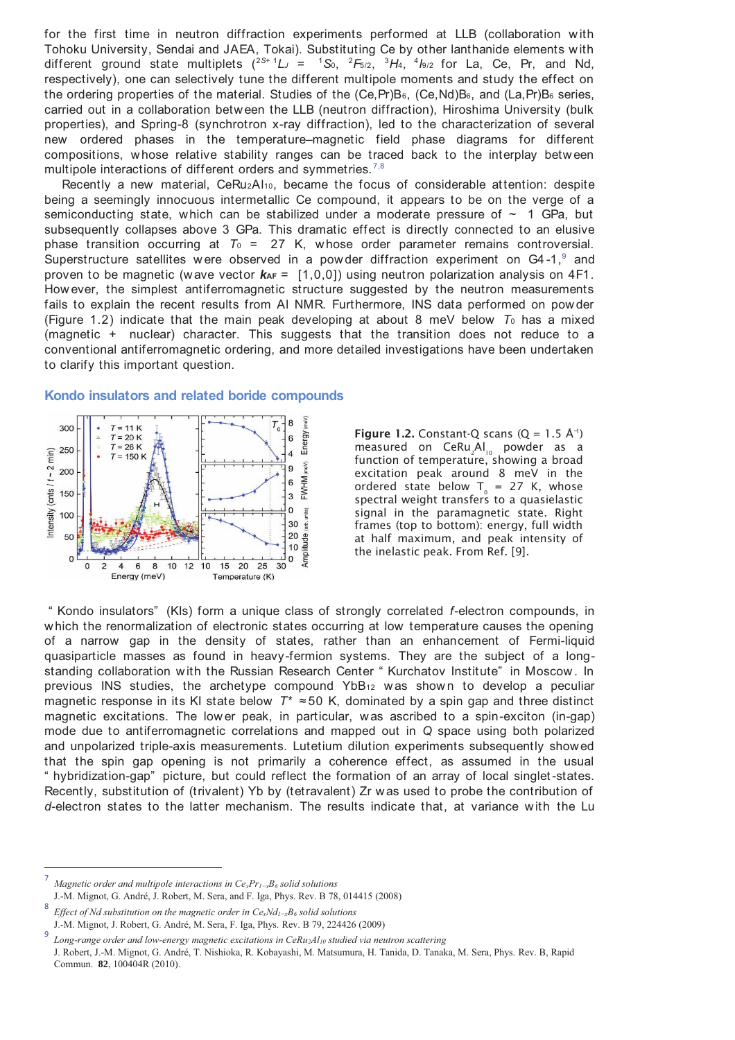for the first time in neutron diffraction experiments performed at LLB (collaboration with Tohoku University, Sendai and JAEA, Tokai). Substituting Ce by other lanthanide elements with different ground state multiplets ($^{2S+1}L_J$ = $^1S_0$, $^2F_{5/2}$, $^3H_4$, $^4I_{9/2}$ for La, Ce, Pr, and Nd, respectively), one can selectively tune the different multipole moments and study the effect on the ordering properties of the material. Studies of the (Ce,Pr)$B_6$, (Ce,Nd)$B_6$, and (La,Pr)$B_6$ series, carried out in a collaboration between the LLB (neutron diffraction), Hiroshima University (bulk properties), and Spring-8 (synchrotron x-ray diffraction), led to the characterization of several new ordered phases in the temperature–magnetic field phase diagrams for different compositions, whose relative stability ranges can be traced back to the interplay between multipole interactions of different orders and symmetries.[7,8]

Recently a new material, $CeRu_2Al_{10}$, became the focus of considerable attention: despite being a seemingly innocuous intermetallic Ce compound, it appears to be on the verge of a semiconducting state, which can be stabilized under a moderate pressure of ~ 1 GPa, but subsequently collapses above 3 GPa. This dramatic effect is directly connected to an elusive phase transition occurring at $T_0$ = 27 K, whose order parameter remains controversial. Superstructure satellites were observed in a powder diffraction experiment on G4-1,[9] and proven to be magnetic (wave vector $\mathbf{k}_{AF}$ = [1,0,0]) using neutron polarization analysis on 4F1. However, the simplest antiferromagnetic structure suggested by the neutron measurements fails to explain the recent results from Al NMR. Furthermore, INS data performed on powder (Figure 1.2) indicate that the main peak developing at about 8 meV below $T_0$ has a mixed (magnetic + nuclear) character. This suggests that the transition does not reduce to a conventional antiferromagnetic ordering, and more detailed investigations have been undertaken to clarify this important question.

## Kondo insulators and related boride compounds

**Figure 1.2.** Constant-Q scans (Q = 1.5 Å$^{-1}$) measured on $CeRu_2Al_{10}$ powder as a function of temperature, showing a broad excitation peak around 8 meV in the ordered state below $T_0$ = 27 K, whose spectral weight transfers to a quasielastic signal in the paramagnetic state. Right frames (top to bottom): energy, full width at half maximum, and peak intensity of the inelastic peak. From Ref. [9].

"Kondo insulators" (KIs) form a unique class of strongly correlated *f*-electron compounds, in which the renormalization of electronic states occurring at low temperature causes the opening of a narrow gap in the density of states, rather than an enhancement of Fermi-liquid quasiparticle masses as found in heavy-fermion systems. They are the subject of a long-standing collaboration with the Russian Research Center "Kurchatov Institute" in Moscow. In previous INS studies, the archetype compound $YbB_{12}$ was shown to develop a peculiar magnetic response in its KI state below $T^* \approx 50$ K, dominated by a spin gap and three distinct magnetic excitations. The lower peak, in particular, was ascribed to a spin-exciton (in-gap) mode due to antiferromagnetic correlations and mapped out in Q space using both polarized and unpolarized triple-axis measurements. Lutetium dilution experiments subsequently showed that the spin gap opening is not primarily a coherence effect, as assumed in the usual "hybridization-gap" picture, but could reflect the formation of an array of local singlet-states. Recently, substitution of (trivalent) Yb by (tetravalent) Zr was used to probe the contribution of *d*-electron states to the latter mechanism. The results indicate that, at variance with the Lu

---

[7] *Magnetic order and multipole interactions in $Ce_xPr_{1-x}B_6$ solid solutions*
J.-M. Mignot, G. André, J. Robert, M. Sera, F. Iga, Phys. Rev. B 78, 014415 (2008)

[8] *Effect of Nd substitution on the magnetic order in $Ce_xNd_{1-x}B_6$ solid solutions*
J.-M. Mignot, J. Robert, G. André, M. Sera, F. Iga, Phys. Rev. B 79, 224426 (2009)

[9] *Long-range order and low-energy magnetic excitations in $CeRu_2Al_{10}$ studied via neutron scattering*
J. Robert, J.-M. Mignot, G. André, T. Nishioka, R. Kobayashi, M. Matsumura, H. Tanida, D. Tanaka, M. Sera, Phys. Rev. B, Rapid Commun. **82**, 100404R (2010).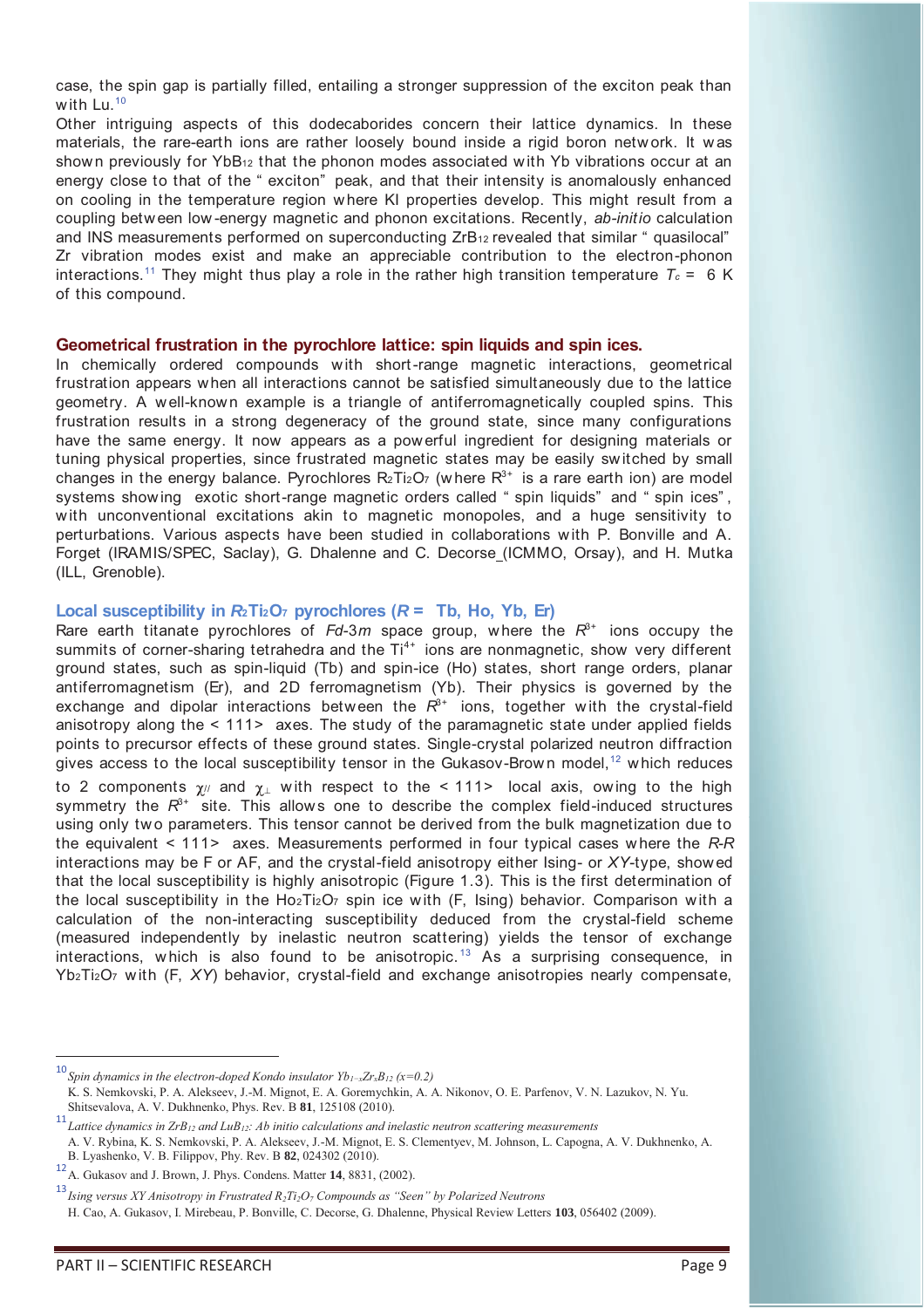case, the spin gap is partially filled, entailing a stronger suppression of the exciton peak than with Lu.[10]

Other intriguing aspects of this dodecaborides concern their lattice dynamics. In these materials, the rare-earth ions are rather loosely bound inside a rigid boron network. It was shown previously for $YbB_{12}$ that the phonon modes associated with Yb vibrations occur at an energy close to that of the "exciton" peak, and that their intensity is anomalously enhanced on cooling in the temperature region where KI properties develop. This might result from a coupling between low-energy magnetic and phonon excitations. Recently, *ab-initio* calculation and INS measurements performed on superconducting $ZrB_{12}$ revealed that similar "quasilocal" Zr vibration modes exist and make an appreciable contribution to the electron-phonon interactions.[11] They might thus play a role in the rather high transition temperature $T_c$ = 6 K of this compound.

## Geometrical frustration in the pyrochlore lattice: spin liquids and spin ices.

In chemically ordered compounds with short-range magnetic interactions, geometrical frustration appears when all interactions cannot be satisfied simultaneously due to the lattice geometry. A well-known example is a triangle of antiferromagnetically coupled spins. This frustration results in a strong degeneracy of the ground state, since many configurations have the same energy. It now appears as a powerful ingredient for designing materials or tuning physical properties, since frustrated magnetic states may be easily switched by small changes in the energy balance. Pyrochlores $R_2Ti_2O_7$ (where $R^{3+}$ is a rare earth ion) are model systems showing exotic short-range magnetic orders called "spin liquids" and "spin ices", with unconventional excitations akin to magnetic monopoles, and a huge sensitivity to perturbations. Various aspects have been studied in collaborations with P. Bonville and A. Forget (IRAMIS/SPEC, Saclay), G. Dhalenne and C. Decorse (ICMMO, Orsay), and H. Mutka (ILL, Grenoble).

### Local susceptibility in $R_2Ti_2O_7$ pyrochlores ($R$ = Tb, Ho, Yb, Er)

Rare earth titanate pyrochlores of *Fd*-3*m* space group, where the $R^{3+}$ ions occupy the summits of corner-sharing tetrahedra and the $Ti^{4+}$ ions are nonmagnetic, show very different ground states, such as spin-liquid (Tb) and spin-ice (Ho) states, short range orders, planar antiferromagnetism (Er), and 2D ferromagnetism (Yb). Their physics is governed by the exchange and dipolar interactions between the $R^{3+}$ ions, together with the crystal-field anisotropy along the < 111> axes. The study of the paramagnetic state under applied fields points to precursor effects of these ground states. Single-crystal polarized neutron diffraction gives access to the local susceptibility tensor in the Gukasov-Brown model,[12] which reduces to 2 components $\chi_{//}$ and $\chi_{\perp}$ with respect to the < 111> local axis, owing to the high symmetry the $R^{3+}$ site. This allows one to describe the complex field-induced structures using only two parameters. This tensor cannot be derived from the bulk magnetization due to the equivalent < 111> axes. Measurements performed in four typical cases where the *R*-*R* interactions may be F or AF, and the crystal-field anisotropy either Ising- or *XY*-type, showed that the local susceptibility is highly anisotropic (Figure 1.3). This is the first determination of the local susceptibility in the $Ho_2Ti_2O_7$ spin ice with (F, Ising) behavior. Comparison with a calculation of the non-interacting susceptibility deduced from the crystal-field scheme (measured independently by inelastic neutron scattering) yields the tensor of exchange interactions, which is also found to be anisotropic.[13] As a surprising consequence, in $Yb_2Ti_2O_7$ with (F, *XY*) behavior, crystal-field and exchange anisotropies nearly compensate,

---

[10] *Spin dynamics in the electron-doped Kondo insulator $Yb_{1-x}Zr_xB_{12}$ (x=0.2)*
K. S. Nemkovski, P. A. Alekseev, J.-M. Mignot, E. A. Goremychkin, A. A. Nikonov, O. E. Parfenov, V. N. Lazukov, N. Yu. Shitsevalova, A. V. Dukhnenko, Phys. Rev. B **81**, 125108 (2010).

[11] *Lattice dynamics in $ZrB_{12}$ and $LuB_{12}$: Ab initio calculations and inelastic neutron scattering measurements*
A. V. Rybina, K. S. Nemkovski, P. A. Alekseev, J.-M. Mignot, E. S. Clementyev, M. Johnson, L. Capogna, A. V. Dukhnenko, A. B. Lyashenko, V. B. Filippov, Phy. Rev. B **82**, 024302 (2010).

[12] A. Gukasov and J. Brown, J. Phys. Condens. Matter **14**, 8831, (2002).

[13] *Ising versus XY Anisotropy in Frustrated $R_2Ti_2O_7$ Compounds as "Seen" by Polarized Neutrons*
H. Cao, A. Gukasov, I. Mirebeau, P. Bonville, C. Decorse, G. Dhalenne, Physical Review Letters **103**, 056402 (2009).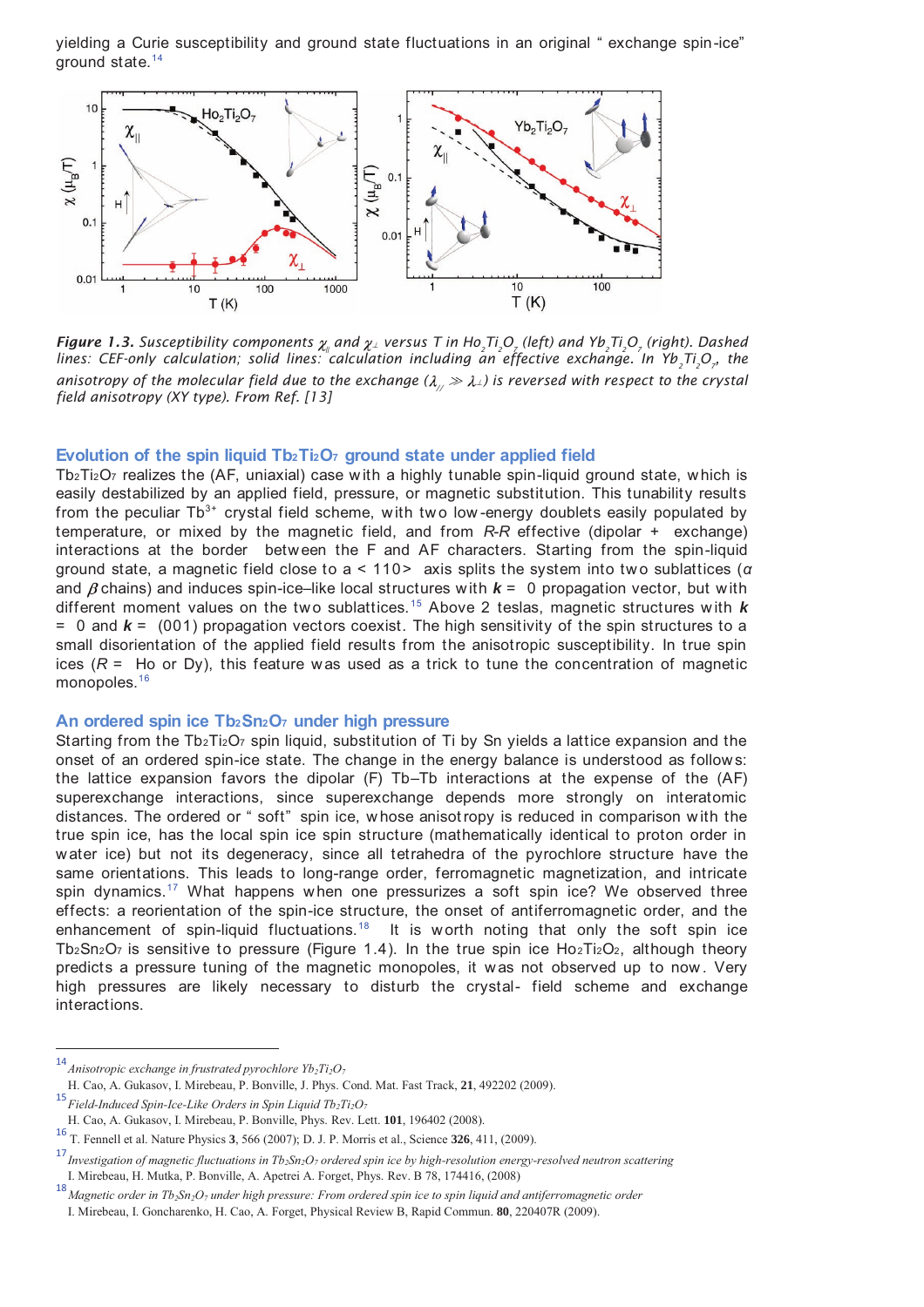yielding a Curie susceptibility and ground state fluctuations in an original " exchange spin-ice" ground state.[14]

*Figure 1.3. Susceptibility components $\chi_{\parallel}$ and $\chi_{\perp}$ versus T in $Ho_2Ti_2O_7$ (left) and $Yb_2Ti_2O_7$ (right). Dashed lines: CEF-only calculation; solid lines: calculation including an effective exchange. In $Yb_2Ti_2O_7$, the anisotropy of the molecular field due to the exchange ($\lambda_{\parallel} \gg \lambda_{\perp}$) is reversed with respect to the crystal field anisotropy (XY type). From Ref. [13]*

## Evolution of the spin liquid $Tb_2Ti_2O_7$ ground state under applied field

$Tb_2Ti_2O_7$ realizes the (AF, uniaxial) case with a highly tunable spin-liquid ground state, which is easily destabilized by an applied field, pressure, or magnetic substitution. This tunability results from the peculiar $Tb^{3+}$ crystal field scheme, with two low-energy doublets easily populated by temperature, or mixed by the magnetic field, and from *R-R* effective (dipolar + exchange) interactions at the border between the F and AF characters. Starting from the spin-liquid ground state, a magnetic field close to a < 110> axis splits the system into two sublattices ($\alpha$ and $\beta$ chains) and induces spin-ice–like local structures with $\boldsymbol{k}$ = 0 propagation vector, but with different moment values on the two sublattices.[15] Above 2 teslas, magnetic structures with $\boldsymbol{k}$ = 0 and $\boldsymbol{k}$ = (001) propagation vectors coexist. The high sensitivity of the spin structures to a small disorientation of the applied field results from the anisotropic susceptibility. In true spin ices (*R* = Ho or Dy), this feature was used as a trick to tune the concentration of magnetic monopoles.[16]

## An ordered spin ice $Tb_2Sn_2O_7$ under high pressure

Starting from the $Tb_2Ti_2O_7$ spin liquid, substitution of Ti by Sn yields a lattice expansion and the onset of an ordered spin-ice state. The change in the energy balance is understood as follows: the lattice expansion favors the dipolar (F) Tb–Tb interactions at the expense of the (AF) superexchange interactions, since superexchange depends more strongly on interatomic distances. The ordered or " soft" spin ice, whose anisotropy is reduced in comparison with the true spin ice, has the local spin ice spin structure (mathematically identical to proton order in water ice) but not its degeneracy, since all tetrahedra of the pyrochlore structure have the same orientations. This leads to long-range order, ferromagnetic magnetization, and intricate spin dynamics.[17] What happens when one pressurizes a soft spin ice? We observed three effects: a reorientation of the spin-ice structure, the onset of antiferromagnetic order, and the enhancement of spin-liquid fluctuations.[18] It is worth noting that only the soft spin ice $Tb_2Sn_2O_7$ is sensitive to pressure (Figure 1.4). In the true spin ice $Ho_2Ti_2O_2$, although theory predicts a pressure tuning of the magnetic monopoles, it was not observed up to now. Very high pressures are likely necessary to disturb the crystal- field scheme and exchange interactions.

---

[14] *Anisotropic exchange in frustrated pyrochlore $Yb_2Ti_2O_7$*
H. Cao, A. Gukasov, I. Mirebeau, P. Bonville, J. Phys. Cond. Mat. Fast Track, **21**, 492202 (2009).

[15] *Field-Induced Spin-Ice-Like Orders in Spin Liquid $Tb_2Ti_2O_7$*
H. Cao, A. Gukasov, I. Mirebeau, P. Bonville, Phys. Rev. Lett. **101**, 196402 (2008).

[16] T. Fennell et al. Nature Physics **3**, 566 (2007); D. J. P. Morris et al., Science **326**, 411, (2009).

[17] *Investigation of magnetic fluctuations in $Tb_2Sn_2O_7$ ordered spin ice by high-resolution energy-resolved neutron scattering*
I. Mirebeau, H. Mutka, P. Bonville, A. Apetrei A. Forget, Phys. Rev. B 78, 174416, (2008)

[18] *Magnetic order in $Tb_2Sn_2O_7$ under high pressure: From ordered spin ice to spin liquid and antiferromagnetic order*
I. Mirebeau, I. Goncharenko, H. Cao, A. Forget, Physical Review B, Rapid Commun. **80**, 220407R (2009).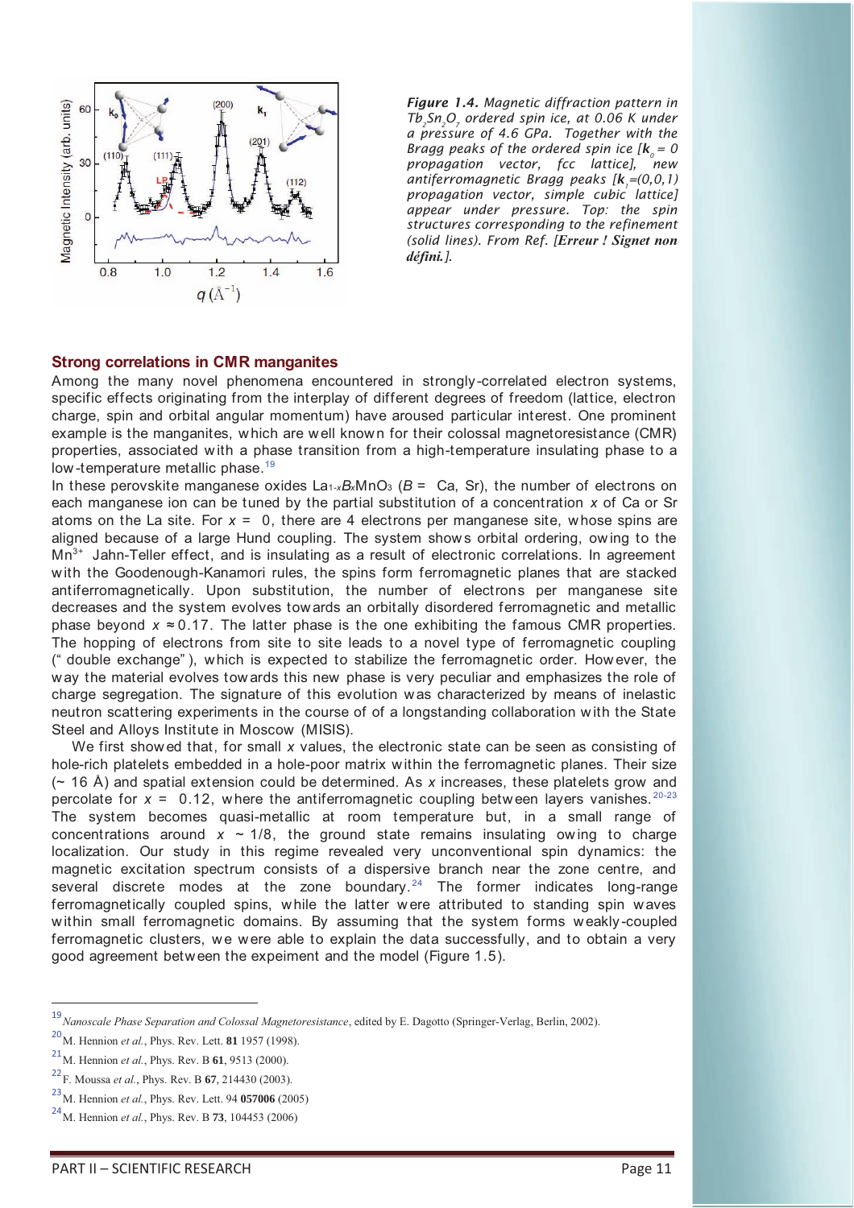*Figure 1.4. Magnetic diffraction pattern in $Tb_2Sn_2O_7$ ordered spin ice, at 0.06 K under a pressure of 4.6 GPa. Together with the Bragg peaks of the ordered spin ice [$\mathbf{k}_o = 0$ propagation vector, fcc lattice], new antiferromagnetic Bragg peaks [$\mathbf{k}_1=(0,0,1)$ propagation vector, simple cubic lattice] appear under pressure. Top: the spin structures corresponding to the refinement (solid lines). From Ref. [**Erreur ! Signet non défini.**].*

## Strong correlations in CMR manganites

Among the many novel phenomena encountered in strongly-correlated electron systems, specific effects originating from the interplay of different degrees of freedom (lattice, electron charge, spin and orbital angular momentum) have aroused particular interest. One prominent example is the manganites, which are well known for their colossal magnetoresistance (CMR) properties, associated with a phase transition from a high-temperature insulating phase to a low-temperature metallic phase.[19]

In these perovskite manganese oxides $La_{1-x}B_xMnO_3$ ($B$ = Ca, Sr), the number of electrons on each manganese ion can be tuned by the partial substitution of a concentration $x$ of Ca or Sr atoms on the La site. For $x$ = 0, there are 4 electrons per manganese site, whose spins are aligned because of a large Hund coupling. The system shows orbital ordering, owing to the $Mn^{3+}$ Jahn-Teller effect, and is insulating as a result of electronic correlations. In agreement with the Goodenough-Kanamori rules, the spins form ferromagnetic planes that are stacked antiferromagnetically. Upon substitution, the number of electrons per manganese site decreases and the system evolves towards an orbitally disordered ferromagnetic and metallic phase beyond $x \approx 0.17$. The latter phase is the one exhibiting the famous CMR properties. The hopping of electrons from site to site leads to a novel type of ferromagnetic coupling ("double exchange"), which is expected to stabilize the ferromagnetic order. However, the way the material evolves towards this new phase is very peculiar and emphasizes the role of charge segregation. The signature of this evolution was characterized by means of inelastic neutron scattering experiments in the course of of a longstanding collaboration with the State Steel and Alloys Institute in Moscow (MISIS).

We first showed that, for small $x$ values, the electronic state can be seen as consisting of hole-rich platelets embedded in a hole-poor matrix within the ferromagnetic planes. Their size (~ 16 Å) and spatial extension could be determined. As $x$ increases, these platelets grow and percolate for $x$ = 0.12, where the antiferromagnetic coupling between layers vanishes.[20-23] The system becomes quasi-metallic at room temperature but, in a small range of concentrations around $x \sim 1/8$, the ground state remains insulating owing to charge localization. Our study in this regime revealed very unconventional spin dynamics: the magnetic excitation spectrum consists of a dispersive branch near the zone centre, and several discrete modes at the zone boundary.[24] The former indicates long-range ferromagnetically coupled spins, while the latter were attributed to standing spin waves within small ferromagnetic domains. By assuming that the system forms weakly-coupled ferromagnetic clusters, we were able to explain the data successfully, and to obtain a very good agreement between the expeiment and the model (Figure 1.5).

---

[19] *Nanoscale Phase Separation and Colossal Magnetoresistance*, edited by E. Dagotto (Springer-Verlag, Berlin, 2002).

[20] M. Hennion *et al.*, Phys. Rev. Lett. **81** 1957 (1998).

[21] M. Hennion *et al.*, Phys. Rev. B **61**, 9513 (2000).

[22] F. Moussa *et al.*, Phys. Rev. B **67**, 214430 (2003).

[23] M. Hennion *et al.*, Phys. Rev. Lett. 94 **057006** (2005)

[24] M. Hennion *et al.*, Phys. Rev. B **73**, 104453 (2006)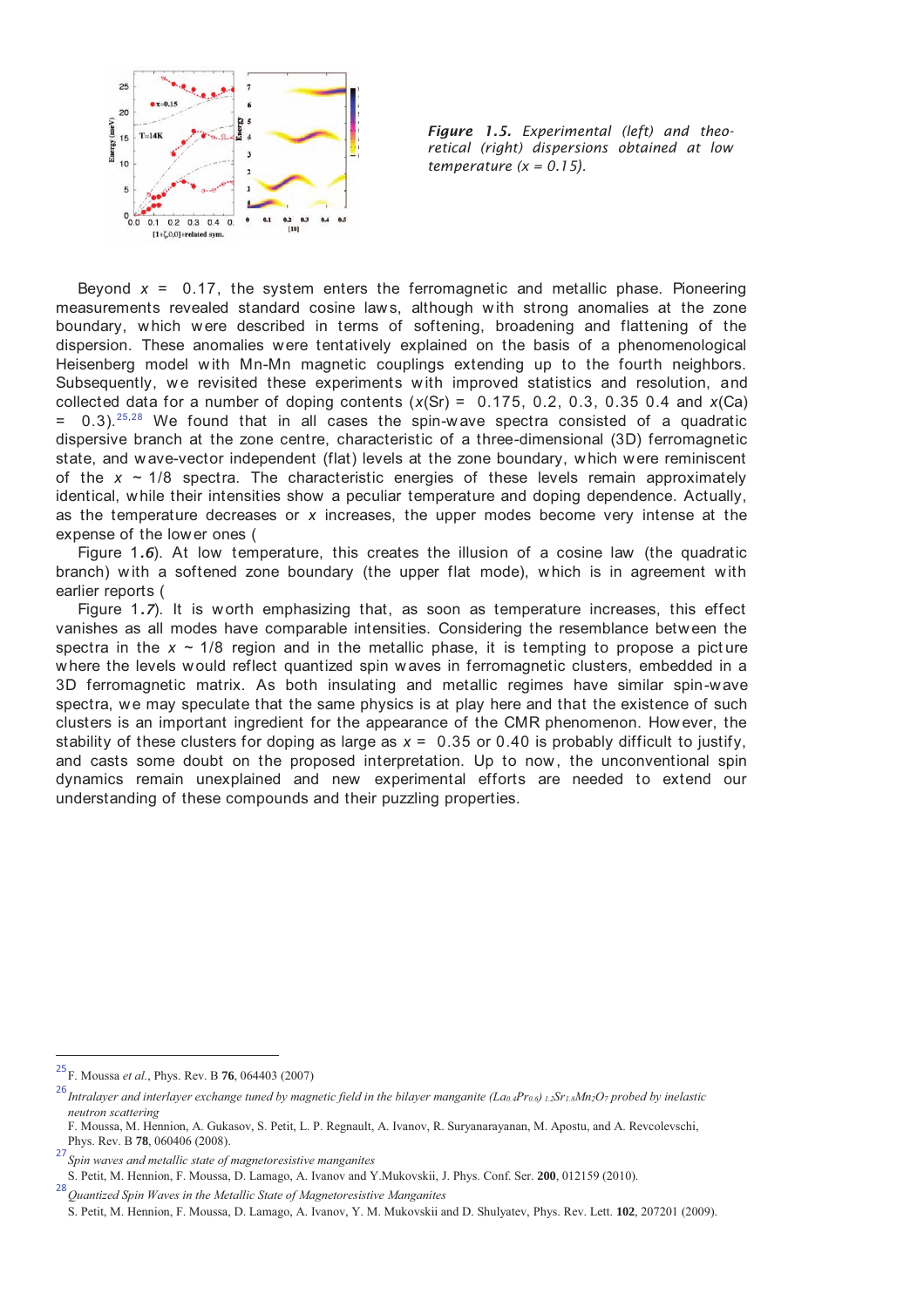*Figure 1.5. Experimental (left) and theoretical (right) dispersions obtained at low temperature (x = 0.15).*

Beyond $x = 0.17$, the system enters the ferromagnetic and metallic phase. Pioneering measurements revealed standard cosine laws, although with strong anomalies at the zone boundary, which were described in terms of softening, broadening and flattening of the dispersion. These anomalies were tentatively explained on the basis of a phenomenological Heisenberg model with Mn-Mn magnetic couplings extending up to the fourth neighbors. Subsequently, we revisited these experiments with improved statistics and resolution, and collected data for a number of doping contents ($x$(Sr) = 0.175, 0.2, 0.3, 0.35 0.4 and $x$(Ca) = 0.3).[25,28] We found that in all cases the spin-wave spectra consisted of a quadratic dispersive branch at the zone centre, characteristic of a three-dimensional (3D) ferromagnetic state, and wave-vector independent (flat) levels at the zone boundary, which were reminiscent of the $x \sim 1/8$ spectra. The characteristic energies of these levels remain approximately identical, while their intensities show a peculiar temperature and doping dependence. Actually, as the temperature decreases or $x$ increases, the upper modes become very intense at the expense of the lower ones (
Figure 1.*6*). At low temperature, this creates the illusion of a cosine law (the quadratic branch) with a softened zone boundary (the upper flat mode), which is in agreement with earlier reports (
Figure 1.*7*). It is worth emphasizing that, as soon as temperature increases, this effect vanishes as all modes have comparable intensities. Considering the resemblance between the spectra in the $x \sim 1/8$ region and in the metallic phase, it is tempting to propose a picture where the levels would reflect quantized spin waves in ferromagnetic clusters, embedded in a 3D ferromagnetic matrix. As both insulating and metallic regimes have similar spin-wave spectra, we may speculate that the same physics is at play here and that the existence of such clusters is an important ingredient for the appearance of the CMR phenomenon. However, the stability of these clusters for doping as large as $x = 0.35$ or 0.40 is probably difficult to justify, and casts some doubt on the proposed interpretation. Up to now, the unconventional spin dynamics remain unexplained and new experimental efforts are needed to extend our understanding of these compounds and their puzzling properties.

---

[25] F. Moussa *et al.*, Phys. Rev. B **76**, 064403 (2007)

[26] *Intralayer and interlayer exchange tuned by magnetic field in the bilayer manganite $(La_{0.4}Pr_{0.6})_{1.2}Sr_{1.8}Mn_2O_7$ probed by inelastic neutron scattering*
F. Moussa, M. Hennion, A. Gukasov, S. Petit, L. P. Regnault, A. Ivanov, R. Suryanarayanan, M. Apostu, and A. Revcolevschi, Phys. Rev. B **78**, 060406 (2008).

[27] *Spin waves and metallic state of magnetoresistive manganites*
S. Petit, M. Hennion, F. Moussa, D. Lamago, A. Ivanov and Y.Mukovskii, J. Phys. Conf. Ser. **200**, 012159 (2010).

[28] *Quantized Spin Waves in the Metallic State of Magnetoresistive Manganites*
S. Petit, M. Hennion, F. Moussa, D. Lamago, A. Ivanov, Y. M. Mukovskii and D. Shulyatev, Phys. Rev. Lett. **102**, 207201 (2009).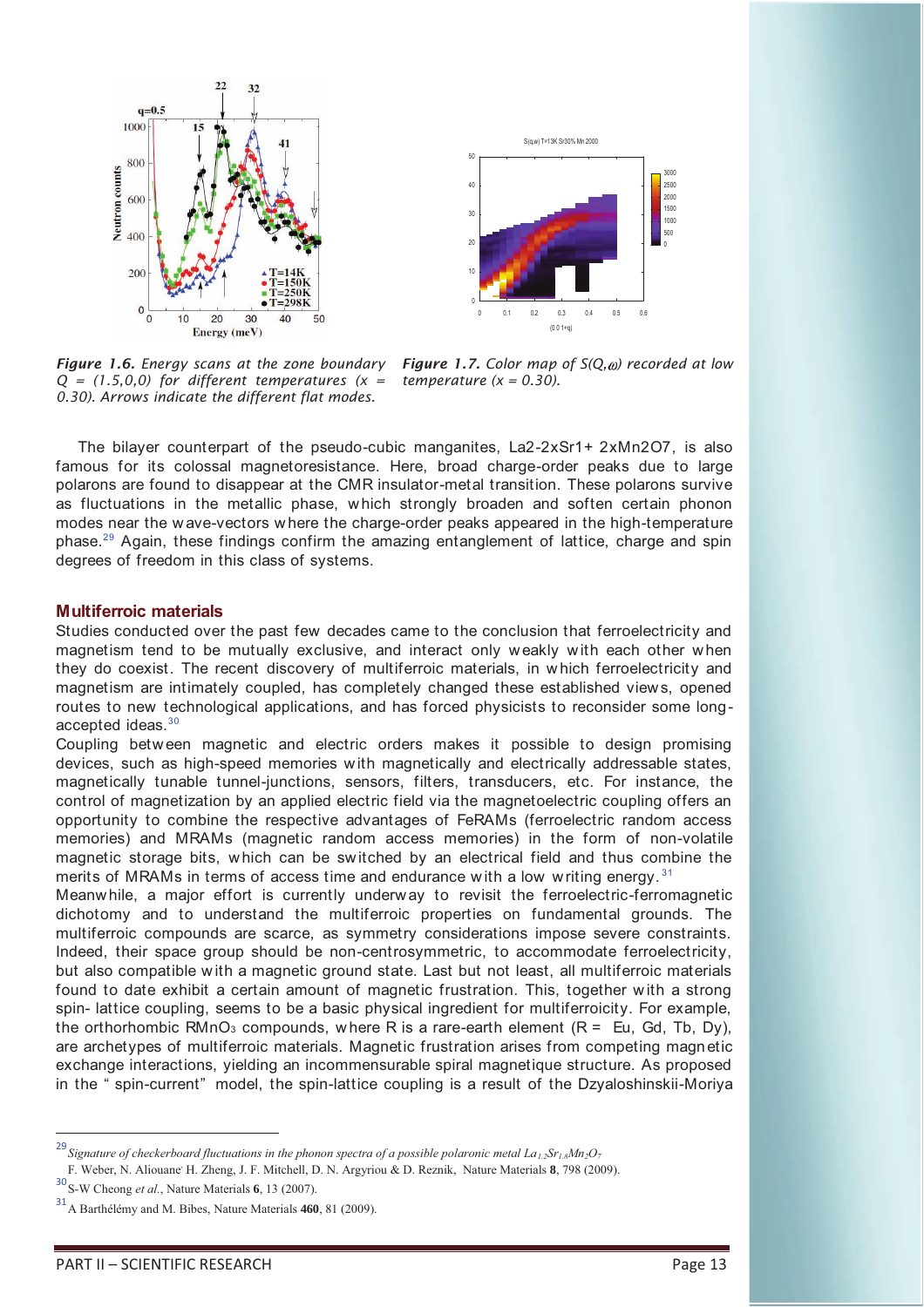*Figure 1.6. Energy scans at the zone boundary Q = (1.5,0,0) for different temperatures (x = 0.30). Arrows indicate the different flat modes.*

*Figure 1.7. Color map of S(Q,ω) recorded at low temperature (x = 0.30).*

The bilayer counterpart of the pseudo-cubic manganites, La2-2xSr1+ 2xMn2O7, is also famous for its colossal magnetoresistance. Here, broad charge-order peaks due to large polarons are found to disappear at the CMR insulator-metal transition. These polarons survive as fluctuations in the metallic phase, which strongly broaden and soften certain phonon modes near the wave-vectors where the charge-order peaks appeared in the high-temperature phase.[29] Again, these findings confirm the amazing entanglement of lattice, charge and spin degrees of freedom in this class of systems.

## Multiferroic materials

Studies conducted over the past few decades came to the conclusion that ferroelectricity and magnetism tend to be mutually exclusive, and interact only weakly with each other when they do coexist. The recent discovery of multiferroic materials, in which ferroelectricity and magnetism are intimately coupled, has completely changed these established views, opened routes to new technological applications, and has forced physicists to reconsider some long-accepted ideas.[30]

Coupling between magnetic and electric orders makes it possible to design promising devices, such as high-speed memories with magnetically and electrically addressable states, magnetically tunable tunnel-junctions, sensors, filters, transducers, etc. For instance, the control of magnetization by an applied electric field via the magnetoelectric coupling offers an opportunity to combine the respective advantages of FeRAMs (ferroelectric random access memories) and MRAMs (magnetic random access memories) in the form of non-volatile magnetic storage bits, which can be switched by an electrical field and thus combine the merits of MRAMs in terms of access time and endurance with a low writing energy.[31]

Meanwhile, a major effort is currently underway to revisit the ferroelectric-ferromagnetic dichotomy and to understand the multiferroic properties on fundamental grounds. The multiferroic compounds are scarce, as symmetry considerations impose severe constraints. Indeed, their space group should be non-centrosymmetric, to accommodate ferroelectricity, but also compatible with a magnetic ground state. Last but not least, all multiferroic materials found to date exhibit a certain amount of magnetic frustration. This, together with a strong spin- lattice coupling, seems to be a basic physical ingredient for multiferroicity. For example, the orthorhombic $RMnO_3$ compounds, where R is a rare-earth element (R = Eu, Gd, Tb, Dy), are archetypes of multiferroic materials. Magnetic frustration arises from competing magnetic exchange interactions, yielding an incommensurable spiral magnetique structure. As proposed in the " spin-current" model, the spin-lattice coupling is a result of the Dzyaloshinskii-Moriya

---

[29] *Signature of checkerboard fluctuations in the phonon spectra of a possible polaronic metal $La_{1.2}Sr_{1.8}Mn_2O_7$* F. Weber, N. Aliouane, H. Zheng, J. F. Mitchell, D. N. Argyriou & D. Reznik, Nature Materials **8**, 798 (2009).

[30] S-W Cheong *et al.*, Nature Materials **6**, 13 (2007).

[31] A Barthélémy and M. Bibes, Nature Materials **460**, 81 (2009).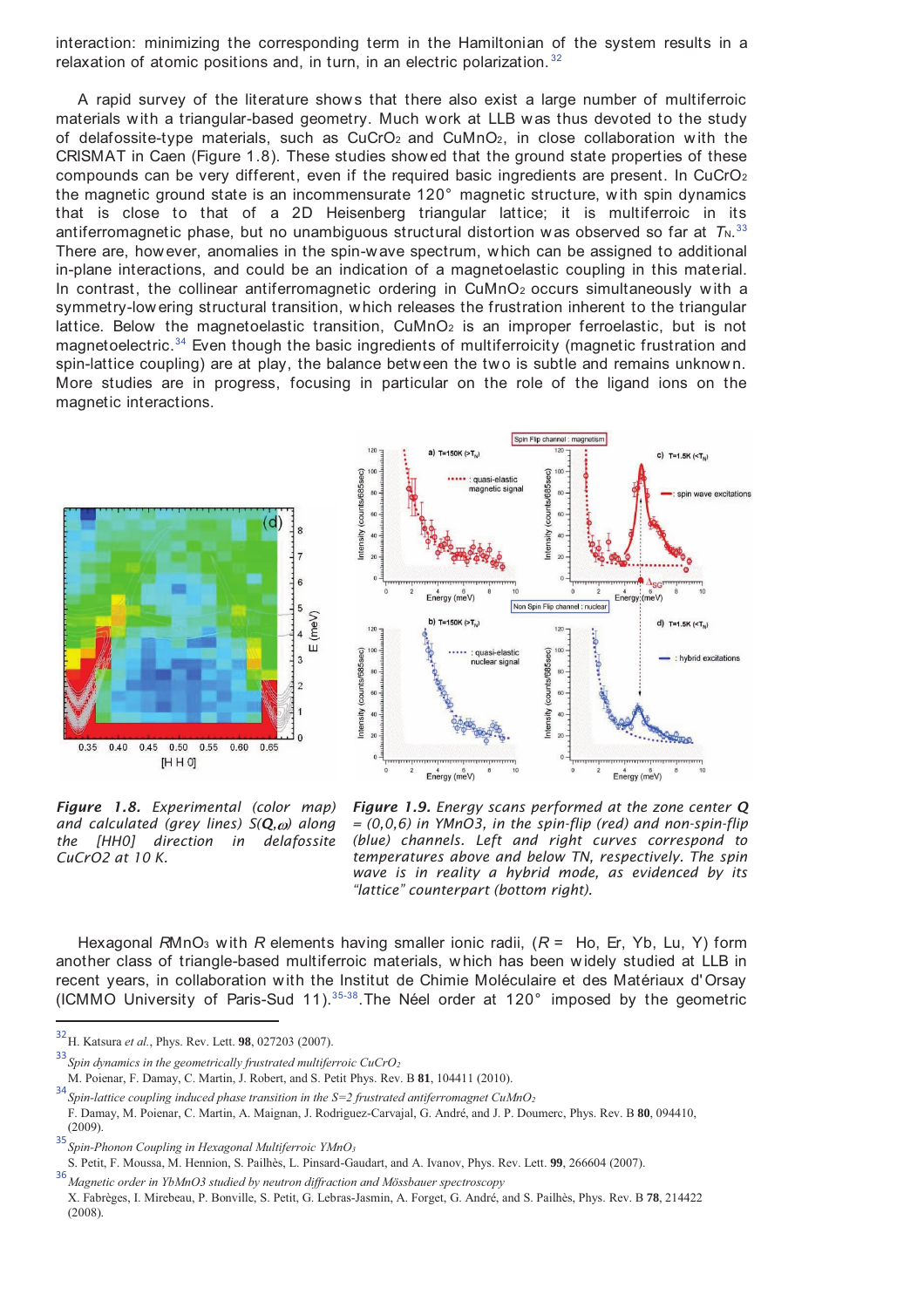interaction: minimizing the corresponding term in the Hamiltonian of the system results in a relaxation of atomic positions and, in turn, in an electric polarization.[32]

A rapid survey of the literature shows that there also exist a large number of multiferroic materials with a triangular-based geometry. Much work at LLB was thus devoted to the study of delafossite-type materials, such as $CuCrO_2$ and $CuMnO_2$, in close collaboration with the CRISMAT in Caen (Figure 1.8). These studies showed that the ground state properties of these compounds can be very different, even if the required basic ingredients are present. In $CuCrO_2$ the magnetic ground state is an incommensurate 120° magnetic structure, with spin dynamics that is close to that of a 2D Heisenberg triangular lattice; it is multiferroic in its antiferromagnetic phase, but no unambiguous structural distortion was observed so far at $T_N$.[33] There are, however, anomalies in the spin-wave spectrum, which can be assigned to additional in-plane interactions, and could be an indication of a magnetoelastic coupling in this material. In contrast, the collinear antiferromagnetic ordering in $CuMnO_2$ occurs simultaneously with a symmetry-lowering structural transition, which releases the frustration inherent to the triangular lattice. Below the magnetoelastic transition, $CuMnO_2$ is an improper ferroelastic, but is not magnetoelectric.[34] Even though the basic ingredients of multiferroicity (magnetic frustration and spin-lattice coupling) are at play, the balance between the two is subtle and remains unknown. More studies are in progress, focusing in particular on the role of the ligand ions on the magnetic interactions.

*Figure 1.8. Experimental (color map) and calculated (grey lines) $S(\mathbf{Q},\omega)$ along the [HH0] direction in delafossite CuCrO2 at 10 K.*

*Figure 1.9. Energy scans performed at the zone center $\mathbf{Q}$ = (0,0,6) in YMnO3, in the spin-flip (red) and non-spin-flip (blue) channels. Left and right curves correspond to temperatures above and below TN, respectively. The spin wave is in reality a hybrid mode, as evidenced by its "lattice" counterpart (bottom right).*

Hexagonal $R$MnO$_3$ with $R$ elements having smaller ionic radii, ($R$ = Ho, Er, Yb, Lu, Y) form another class of triangle-based multiferroic materials, which has been widely studied at LLB in recent years, in collaboration with the Institut de Chimie Moléculaire et des Matériaux d'Orsay (ICMMO University of Paris-Sud 11).[35-38] The Néel order at 120° imposed by the geometric

---

[32] H. Katsura *et al.*, Phys. Rev. Lett. **98**, 027203 (2007).

[33] *Spin dynamics in the geometrically frustrated multiferroic CuCrO₂*
M. Poienar, F. Damay, C. Martin, J. Robert, and S. Petit Phys. Rev. B **81**, 104411 (2010).

[34] *Spin-lattice coupling induced phase transition in the S=2 frustrated antiferromagnet CuMnO₂*
F. Damay, M. Poienar, C. Martin, A. Maignan, J. Rodriguez-Carvajal, G. André, and J. P. Doumerc, Phys. Rev. B **80**, 094410, (2009).

[35] *Spin-Phonon Coupling in Hexagonal Multiferroic YMnO₃*
S. Petit, F. Moussa, M. Hennion, S. Pailhès, L. Pinsard-Gaudart, and A. Ivanov, Phys. Rev. Lett. **99**, 266604 (2007).

[36] *Magnetic order in YbMnO3 studied by neutron diffraction and Mössbauer spectroscopy*
X. Fabrèges, I. Mirebeau, P. Bonville, S. Petit, G. Lebras-Jasmin, A. Forget, G. André, and S. Pailhès, Phys. Rev. B **78**, 214422 (2008).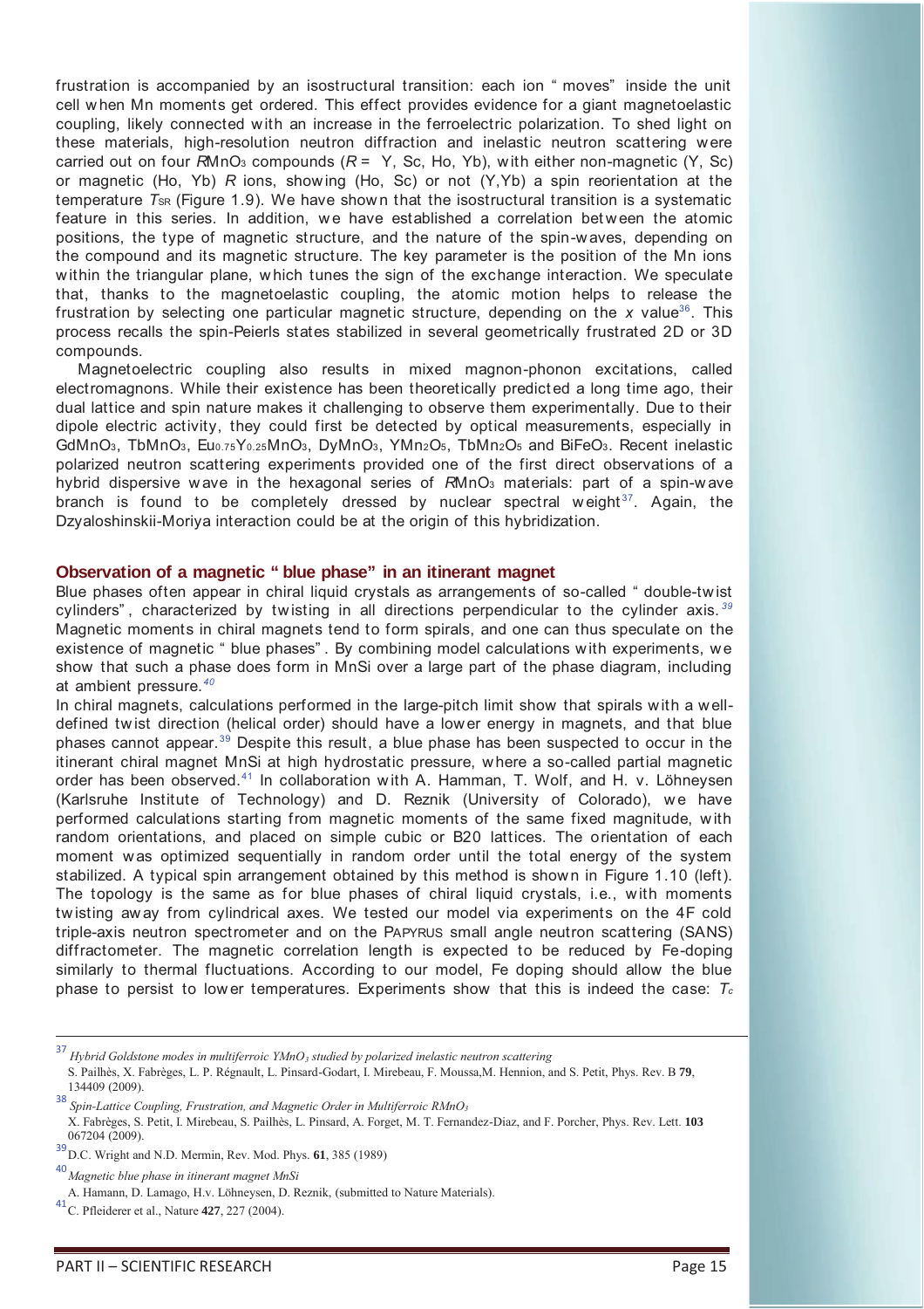frustration is accompanied by an isostructural transition: each ion "moves" inside the unit cell when Mn moments get ordered. This effect provides evidence for a giant magnetoelastic coupling, likely connected with an increase in the ferroelectric polarization. To shed light on these materials, high-resolution neutron diffraction and inelastic neutron scattering were carried out on four $R$MnO$_3$ compounds ($R$ = Y, Sc, Ho, Yb), with either non-magnetic (Y, Sc) or magnetic (Ho, Yb) $R$ ions, showing (Ho, Sc) or not (Y,Yb) a spin reorientation at the temperature $T_{SR}$ (Figure 1.9). We have shown that the isostructural transition is a systematic feature in this series. In addition, we have established a correlation between the atomic positions, the type of magnetic structure, and the nature of the spin-waves, depending on the compound and its magnetic structure. The key parameter is the position of the Mn ions within the triangular plane, which tunes the sign of the exchange interaction. We speculate that, thanks to the magnetoelastic coupling, the atomic motion helps to release the frustration by selecting one particular magnetic structure, depending on the $x$ value[36]. This process recalls the spin-Peierls states stabilized in several geometrically frustrated 2D or 3D compounds.

Magnetoelectric coupling also results in mixed magnon-phonon excitations, called electromagnons. While their existence has been theoretically predicted a long time ago, their dual lattice and spin nature makes it challenging to observe them experimentally. Due to their dipole electric activity, they could first be detected by optical measurements, especially in GdMnO$_3$, TbMnO$_3$, Eu$_{0.75}$Y$_{0.25}$MnO$_3$, DyMnO$_3$, YMn$_2$O$_5$, TbMn$_2$O$_5$ and BiFeO$_3$. Recent inelastic polarized neutron scattering experiments provided one of the first direct observations of a hybrid dispersive wave in the hexagonal series of $R$MnO$_3$ materials: part of a spin-wave branch is found to be completely dressed by nuclear spectral weight[37]. Again, the Dzyaloshinskii-Moriya interaction could be at the origin of this hybridization.

## Observation of a magnetic "blue phase" in an itinerant magnet

Blue phases often appear in chiral liquid crystals as arrangements of so-called "double-twist cylinders", characterized by twisting in all directions perpendicular to the cylinder axis.[39] Magnetic moments in chiral magnets tend to form spirals, and one can thus speculate on the existence of magnetic "blue phases". By combining model calculations with experiments, we show that such a phase does form in MnSi over a large part of the phase diagram, including at ambient pressure.[40]

In chiral magnets, calculations performed in the large-pitch limit show that spirals with a well-defined twist direction (helical order) should have a lower energy in magnets, and that blue phases cannot appear.[39] Despite this result, a blue phase has been suspected to occur in the itinerant chiral magnet MnSi at high hydrostatic pressure, where a so-called partial magnetic order has been observed.[41] In collaboration with A. Hamman, T. Wolf, and H. v. Löhneysen (Karlsruhe Institute of Technology) and D. Reznik (University of Colorado), we have performed calculations starting from magnetic moments of the same fixed magnitude, with random orientations, and placed on simple cubic or B20 lattices. The orientation of each moment was optimized sequentially in random order until the total energy of the system stabilized. A typical spin arrangement obtained by this method is shown in Figure 1.10 (left). The topology is the same as for blue phases of chiral liquid crystals, i.e., with moments twisting away from cylindrical axes. We tested our model via experiments on the 4F cold triple-axis neutron spectrometer and on the PAPYRUS small angle neutron scattering (SANS) diffractometer. The magnetic correlation length is expected to be reduced by Fe-doping similarly to thermal fluctuations. According to our model, Fe doping should allow the blue phase to persist to lower temperatures. Experiments show that this is indeed the case: $T_c$

---

[37] *Hybrid Goldstone modes in multiferroic YMnO$_3$ studied by polarized inelastic neutron scattering*
S. Pailhès, X. Fabrèges, L. P. Régnault, L. Pinsard-Godart, I. Mirebeau, F. Moussa,M. Hennion, and S. Petit, Phys. Rev. B **79**, 134409 (2009).

[38] *Spin-Lattice Coupling, Frustration, and Magnetic Order in Multiferroic RMnO$_3$*
X. Fabrèges, S. Petit, I. Mirebeau, S. Pailhès, L. Pinsard, A. Forget, M. T. Fernandez-Diaz, and F. Porcher, Phys. Rev. Lett. **103** 067204 (2009).

[39] D.C. Wright and N.D. Mermin, Rev. Mod. Phys. **61**, 385 (1989)

[40] *Magnetic blue phase in itinerant magnet MnSi*
A. Hamann, D. Lamago, H.v. Löhneysen, D. Reznik, (submitted to Nature Materials).

[41] C. Pfleiderer et al., Nature **427**, 227 (2004).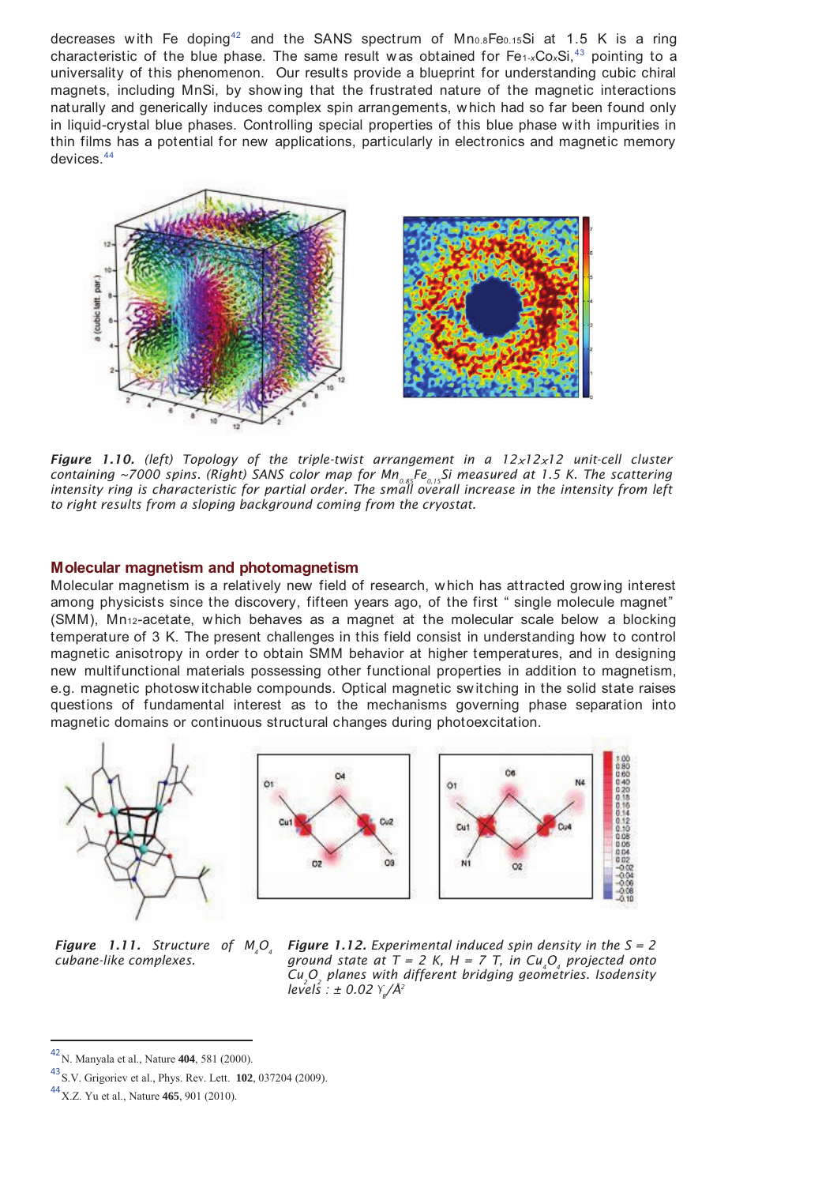decreases with Fe doping[42] and the SANS spectrum of $Mn_{0.8}Fe_{0.15}Si$ at 1.5 K is a ring characteristic of the blue phase. The same result was obtained for $Fe_{1-x}Co_xSi$,[43] pointing to a universality of this phenomenon. Our results provide a blueprint for understanding cubic chiral magnets, including MnSi, by showing that the frustrated nature of the magnetic interactions naturally and generically induces complex spin arrangements, which had so far been found only in liquid-crystal blue phases. Controlling special properties of this blue phase with impurities in thin films has a potential for new applications, particularly in electronics and magnetic memory devices.[44]

***Figure 1.10.*** *(left) Topology of the triple-twist arrangement in a 12x12x12 unit-cell cluster containing ~7000 spins. (Right) SANS color map for* $Mn_{0.85}Fe_{0.15}Si$ *measured at 1.5 K. The scattering intensity ring is characteristic for partial order. The small overall increase in the intensity from left to right results from a sloping background coming from the cryostat.*

## Molecular magnetism and photomagnetism

Molecular magnetism is a relatively new field of research, which has attracted growing interest among physicists since the discovery, fifteen years ago, of the first " single molecule magnet" (SMM), $Mn_{12}$-acetate, which behaves as a magnet at the molecular scale below a blocking temperature of 3 K. The present challenges in this field consist in understanding how to control magnetic anisotropy in order to obtain SMM behavior at higher temperatures, and in designing new multifunctional materials possessing other functional properties in addition to magnetism, e.g. magnetic photoswitchable compounds. Optical magnetic switching in the solid state raises questions of fundamental interest as to the mechanisms governing phase separation into magnetic domains or continuous structural changes during photoexcitation.

***Figure 1.11.*** *Structure of* $M_4O_4$ *cubane-like complexes.*

***Figure 1.12.*** *Experimental induced spin density in the S = 2 ground state at T = 2 K, H = 7 T, in* $Cu_4O_4$ *projected onto* $Cu_2O_2$ *planes with different bridging geometries. Isodensity levels :* $\pm 0.02\ \gamma_B/Å^2$

[42] N. Manyala et al., Nature **404**, 581 (2000).

[43] S.V. Grigoriev et al., Phys. Rev. Lett. **102**, 037204 (2009).

[44] X.Z. Yu et al., Nature **465**, 901 (2010).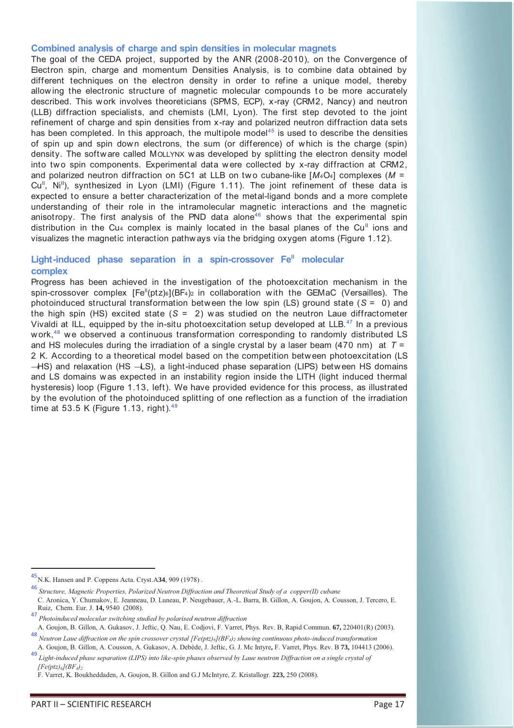### Combined analysis of charge and spin densities in molecular magnets

The goal of the CEDA project, supported by the ANR (2008-2010), on the Convergence of Electron spin, charge and momentum Densities Analysis, is to combine data obtained by different techniques on the electron density in order to refine a unique model, thereby allowing the electronic structure of magnetic molecular compounds to be more accurately described. This work involves theoreticians (SPMS, ECP), x-ray (CRM2, Nancy) and neutron (LLB) diffraction specialists, and chemists (LMI, Lyon). The first step devoted to the joint refinement of charge and spin densities from x-ray and polarized neutron diffraction data sets has been completed. In this approach, the multipole model[45] is used to describe the densities of spin up and spin down electrons, the sum (or difference) of which is the charge (spin) density. The software called MOLLYNX was developed by splitting the electron density model into two spin components. Experimental data were collected by x-ray diffraction at CRM2, and polarized neutron diffraction on 5C1 at LLB on two cubane-like [$M_4O_4$] complexes ($M$ = $Cu^{II}$, $Ni^{II}$), synthesized in Lyon (LMI) (Figure 1.11). The joint refinement of these data is expected to ensure a better characterization of the metal-ligand bonds and a more complete understanding of their role in the intramolecular magnetic interactions and the magnetic anisotropy. The first analysis of the PND data alone[46] shows that the experimental spin distribution in the $Cu_4$ complex is mainly located in the basal planes of the $Cu^{II}$ ions and visualizes the magnetic interaction pathways via the bridging oxygen atoms (Figure 1.12).

### Light-induced phase separation in a spin-crossover $Fe^{II}$ molecular complex

Progress has been achieved in the investigation of the photoexcitation mechanism in the spin-crossover complex [$Fe^{II}(ptz)_6$]$(BF_4)_2$ in collaboration with the GEMaC (Versailles). The photoinduced structural transformation between the low spin (LS) ground state ($S$ = 0) and the high spin (HS) excited state ($S$ = 2) was studied on the neutron Laue diffractometer Vivaldi at ILL, equipped by the in-situ photoexcitation setup developed at LLB.[47] In a previous work,[48] we observed a continuous transformation corresponding to randomly distributed LS and HS molecules during the irradiation of a single crystal by a laser beam (470 nm) at $T$ = 2 K. According to a theoretical model based on the competition between photoexcitation (LS →HS) and relaxation (HS →LS), a light-induced phase separation (LIPS) between HS domains and LS domains was expected in an instability region inside the LITH (light induced thermal hysteresis) loop (Figure 1.13, left). We have provided evidence for this process, as illustrated by the evolution of the photoinduced splitting of one reflection as a function of the irradiation time at 53.5 K (Figure 1.13, right).[49]

---

[45] N.K. Hansen and P. Coppens Acta. Cryst.A**34**, 909 (1978) .

[46] *Structure, Magnetic Properties, Polarized Neutron Diffraction and Theoretical Study of a copper(II) cubane*
C. Aronica, Y. Chumakov, E. Jeanneau, D. Luneau, P. Neugebauer, A.-L. Barra, B. Gillon, A. Goujon, A. Cousson, J. Tercero, E. Ruiz, Chem. Eur. J. **14,** 9540 (2008).

[47] *Photoinduced molecular switching studied by polarised neutron diffraction*
A. Goujon, B. Gillon, A. Gukasov, J. Jeftic, Q. Nau, E. Codjovi, F. Varret, Phys. Rev. B, Rapid Commun. **67,** 220401(R) (2003).

[48] *Neutron Laue diffraction on the spin crossover crystal [Fe(ptz)$_6$](BF$_4$)$_2$ showing continuous photo-induced transformation*
A. Goujon, B. Gillon, A. Cousson, A. Gukasov, A. Debède, J. Jeftic, G. J. Mc Intyre**,** F. Varret, Phys. Rev. B **73,** 104413 (2006).

[49] *Light-induced phase separation (LIPS) into like-spin phases observed by Laue neutron Diffraction on a single crystal of [Fe(ptz)$_6$](BF$_4$)$_2$*
F. Varret, K. Boukheddaden, A. Goujon, B. Gillon and G.J McIntyre, Z. Kristallogr. **223,** 250 (2008).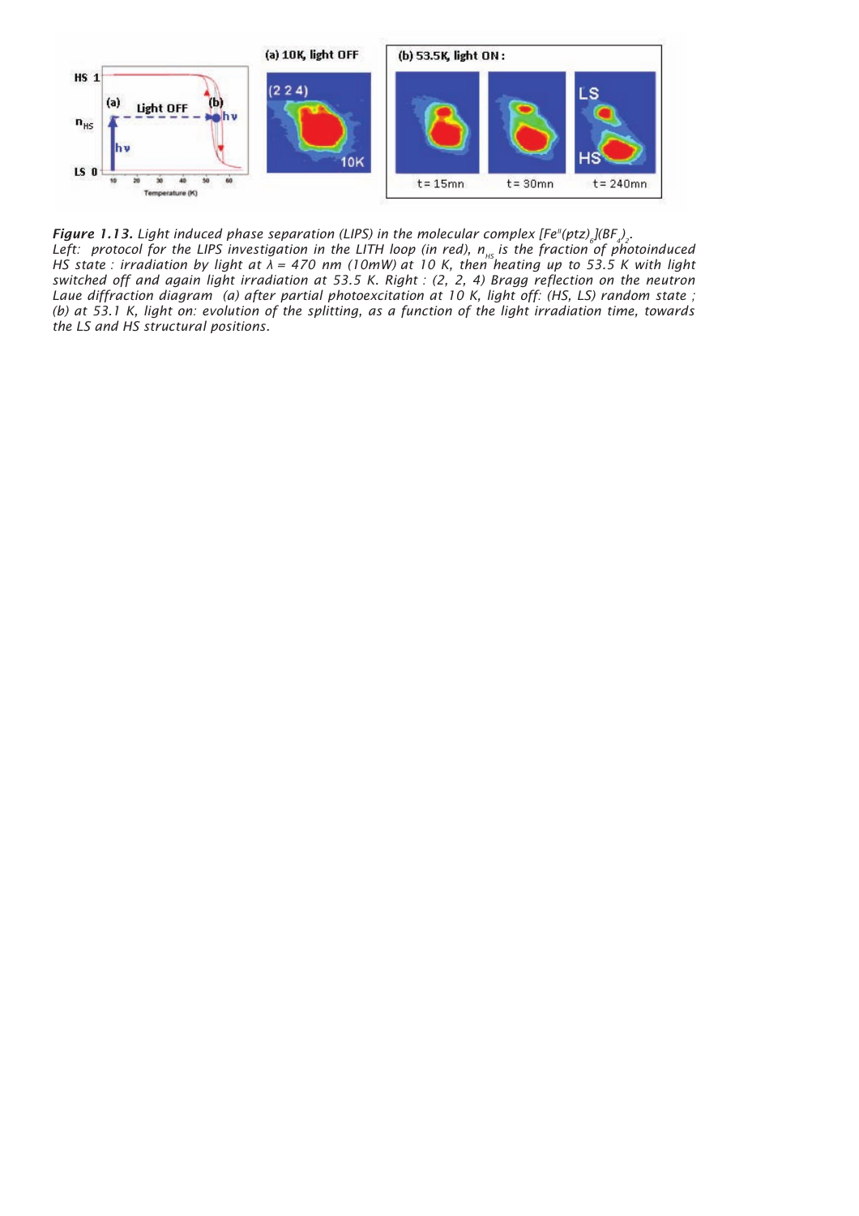***Figure 1.13.*** *Light induced phase separation (LIPS) in the molecular complex* $[Fe^{II}(ptz)_6](BF_4)_2$.
*Left: protocol for the LIPS investigation in the LITH loop (in red),* $n_{HS}$ *is the fraction of photoinduced HS state : irradiation by light at* $\lambda$ *= 470 nm (10mW) at 10 K, then heating up to 53.5 K with light switched off and again light irradiation at 53.5 K. Right : (2, 2, 4) Bragg reflection on the neutron Laue diffraction diagram (a) after partial photoexcitation at 10 K, light off: (HS, LS) random state ; (b) at 53.1 K, light on: evolution of the splitting, as a function of the light irradiation time, towards the LS and HS structural positions.*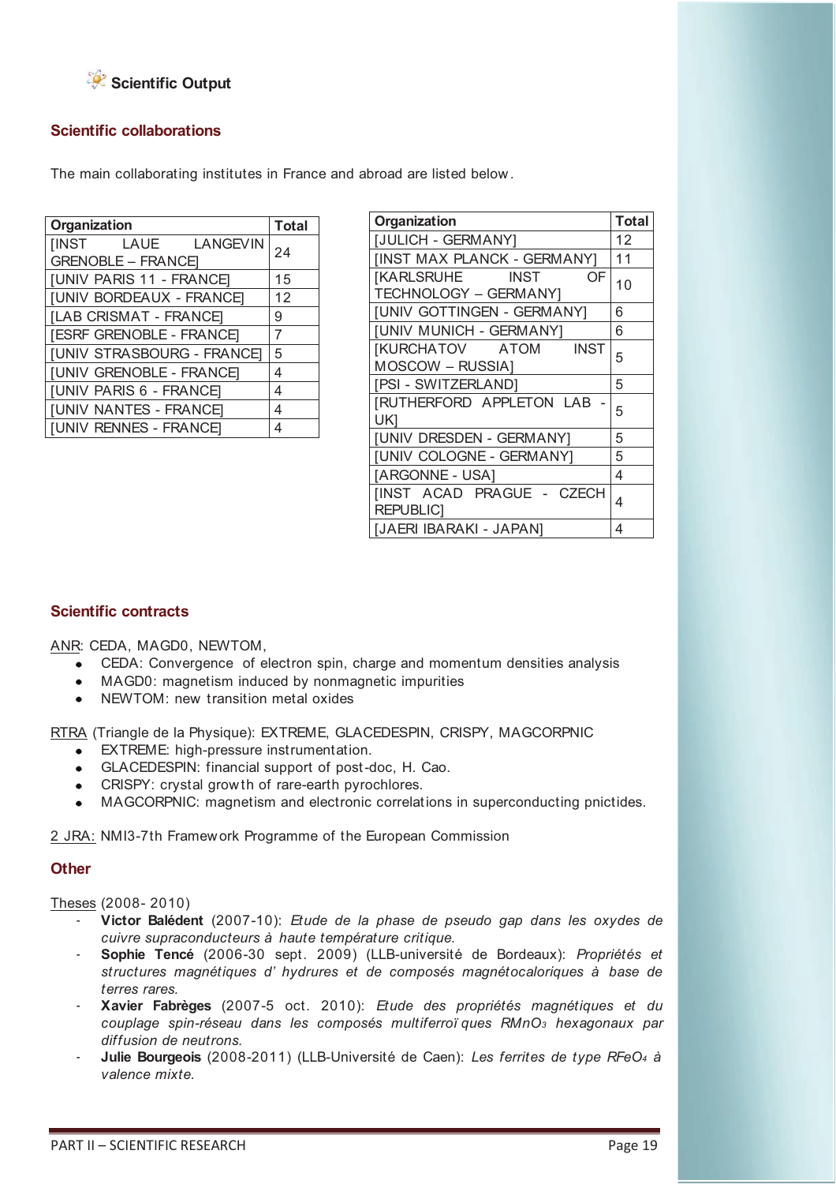## Scientific Output

### Scientific collaborations

The main collaborating institutes in France and abroad are listed below.

| Organization | Total |
|---|---|
| [INST LAUE LANGEVIN GRENOBLE – FRANCE] | 24 |
| [UNIV PARIS 11 - FRANCE] | 15 |
| [UNIV BORDEAUX - FRANCE] | 12 |
| [LAB CRISMAT - FRANCE] | 9 |
| [ESRF GRENOBLE - FRANCE] | 7 |
| [UNIV STRASBOURG - FRANCE] | 5 |
| [UNIV GRENOBLE - FRANCE] | 4 |
| [UNIV PARIS 6 - FRANCE] | 4 |
| [UNIV NANTES - FRANCE] | 4 |
| [UNIV RENNES - FRANCE] | 4 |

| Organization | Total |
|---|---|
| [JULICH - GERMANY] | 12 |
| [INST MAX PLANCK - GERMANY] | 11 |
| [KARLSRUHE INST OF TECHNOLOGY – GERMANY] | 10 |
| [UNIV GOTTINGEN - GERMANY] | 6 |
| [UNIV MUNICH - GERMANY] | 6 |
| [KURCHATOV ATOM INST MOSCOW – RUSSIA] | 5 |
| [PSI - SWITZERLAND] | 5 |
| [RUTHERFORD APPLETON LAB - UK] | 5 |
| [UNIV DRESDEN - GERMANY] | 5 |
| [UNIV COLOGNE - GERMANY] | 5 |
| [ARGONNE - USA] | 4 |
| [INST ACAD PRAGUE - CZECH REPUBLIC] | 4 |
| [JAERI IBARAKI - JAPAN] | 4 |

### Scientific contracts

ANR: CEDA, MAGD0, NEWTOM,

- CEDA: Convergence of electron spin, charge and momentum densities analysis
- MAGD0: magnetism induced by nonmagnetic impurities
- NEWTOM: new transition metal oxides

RTRA (Triangle de la Physique): EXTREME, GLACEDESPIN, CRISPY, MAGCORPNIC

- EXTREME: high-pressure instrumentation.
- GLACEDESPIN: financial support of post-doc, H. Cao.
- CRISPY: crystal growth of rare-earth pyrochlores.
- MAGCORPNIC: magnetism and electronic correlations in superconducting pnictides.

2 JRA: NMI3-7th Framework Programme of the European Commission

### Other

Theses (2008- 2010)

- **Victor Balédent** (2007-10): *Etude de la phase de pseudo gap dans les oxydes de cuivre supraconducteurs à haute température critique.*
- **Sophie Tencé** (2006-30 sept. 2009) (LLB-université de Bordeaux): *Propriétés et structures magnétiques d' hydrures et de composés magnétocaloriques à base de terres rares.*
- **Xavier Fabrèges** (2007-5 oct. 2010): *Etude des propriétés magnétiques et du couplage spin-réseau dans les composés multiferroïques $RMnO_3$ hexagonaux par diffusion de neutrons.*
- **Julie Bourgeois** (2008-2011) (LLB-Université de Caen): *Les ferrites de type $RFeO_4$ à valence mixte.*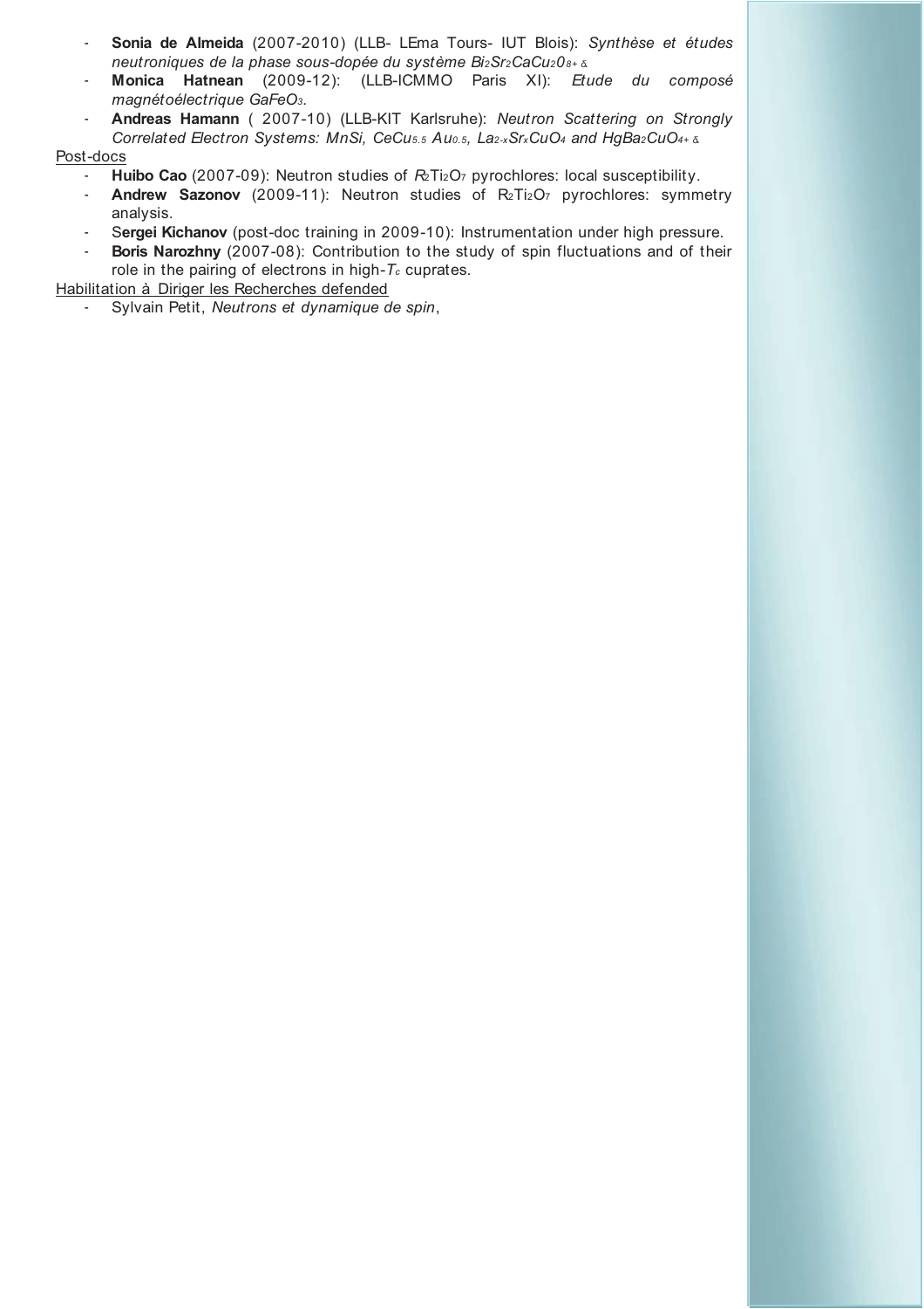- **Sonia de Almeida** (2007-2010) (LLB- LEma Tours- IUT Blois): *Synthèse et études neutroniques de la phase sous-dopée du système* $Bi_2Sr_2CaCu_2O_{8+\delta}$
- **Monica Hatnean** (2009-12): (LLB-ICMMO Paris XI): *Etude du composé magnétoélectrique* $GaFeO_3$.
- **Andreas Hamann** ( 2007-10) (LLB-KIT Karlsruhe): *Neutron Scattering on Strongly Correlated Electron Systems: MnSi,* $CeCu_{5.5}Au_{0.5}$, $La_{2-x}Sr_xCuO_4$ *and* $HgBa_2CuO_{4+\delta}$

Post-docs

- **Huibo Cao** (2007-09): Neutron studies of $R_2Ti_2O_7$ pyrochlores: local susceptibility.
- **Andrew Sazonov** (2009-11): Neutron studies of $R_2Ti_2O_7$ pyrochlores: symmetry analysis.
- **Sergei Kichanov** (post-doc training in 2009-10): Instrumentation under high pressure.
- **Boris Narozhny** (2007-08): Contribution to the study of spin fluctuations and of their role in the pairing of electrons in high-$T_c$ cuprates.

Habilitation à Diriger les Recherches defended

- Sylvain Petit, *Neutrons et dynamique de spin*,